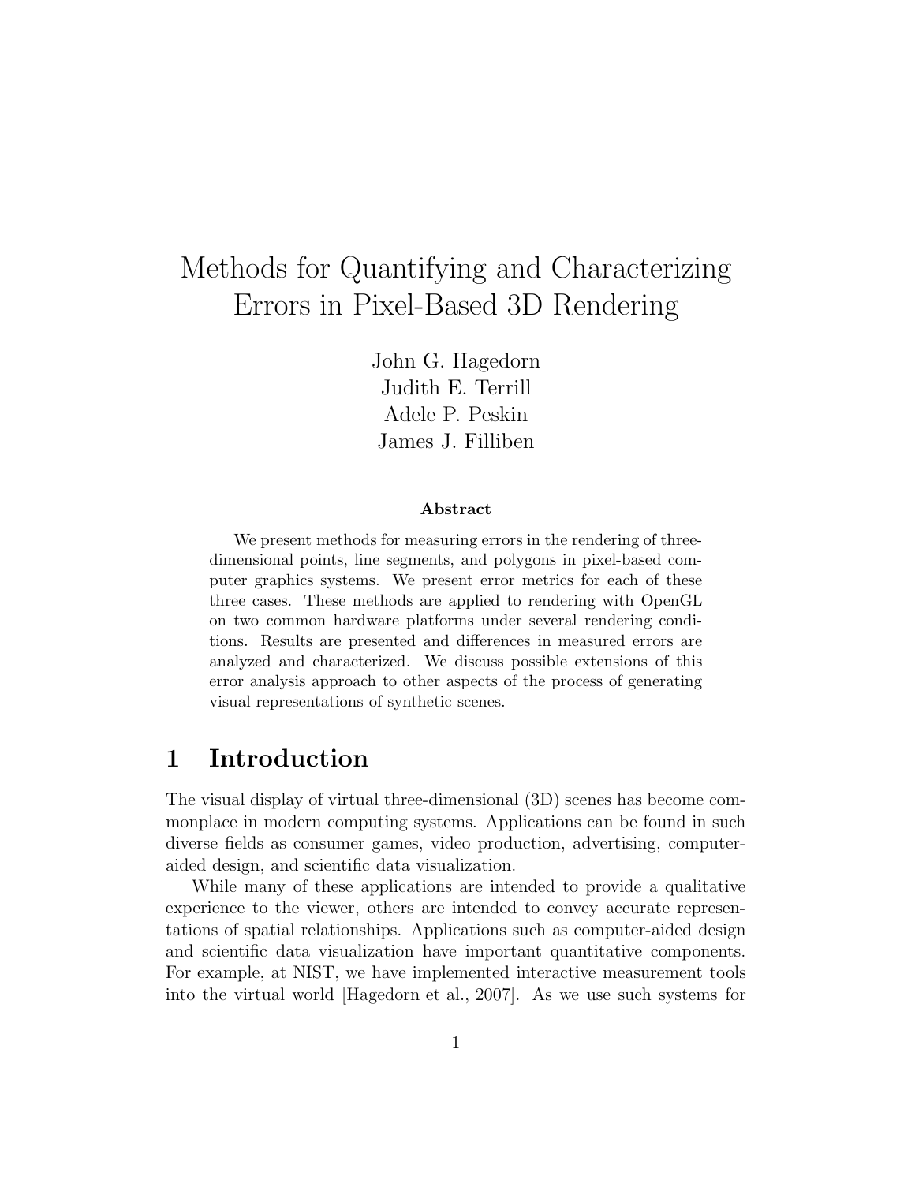# Methods for Quantifying and Characterizing Errors in Pixel-Based 3D Rendering

John G. Hagedorn
Judith E. Terrill
Adele P. Peskin
James J. Filliben

**Abstract**

We present methods for measuring errors in the rendering of three-dimensional points, line segments, and polygons in pixel-based computer graphics systems. We present error metrics for each of these three cases. These methods are applied to rendering with OpenGL on two common hardware platforms under several rendering conditions. Results are presented and differences in measured errors are analyzed and characterized. We discuss possible extensions of this error analysis approach to other aspects of the process of generating visual representations of synthetic scenes.

## 1 Introduction

The visual display of virtual three-dimensional (3D) scenes has become commonplace in modern computing systems. Applications can be found in such diverse fields as consumer games, video production, advertising, computer-aided design, and scientific data visualization.

While many of these applications are intended to provide a qualitative experience to the viewer, others are intended to convey accurate representations of spatial relationships. Applications such as computer-aided design and scientific data visualization have important quantitative components. For example, at NIST, we have implemented interactive measurement tools into the virtual world [Hagedorn et al., 2007]. As we use such systems for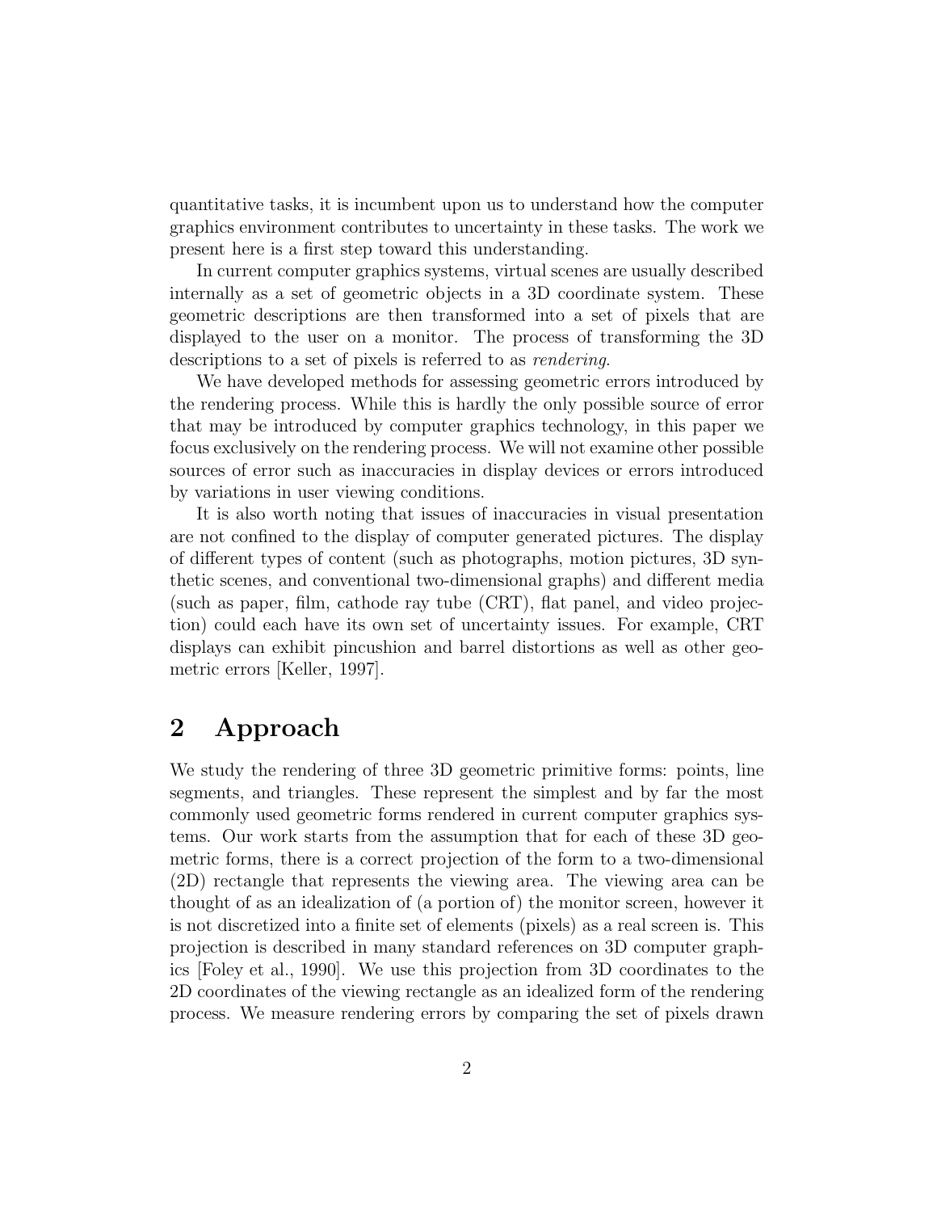quantitative tasks, it is incumbent upon us to understand how the computer graphics environment contributes to uncertainty in these tasks. The work we present here is a first step toward this understanding.

In current computer graphics systems, virtual scenes are usually described internally as a set of geometric objects in a 3D coordinate system. These geometric descriptions are then transformed into a set of pixels that are displayed to the user on a monitor. The process of transforming the 3D descriptions to a set of pixels is referred to as *rendering*.

We have developed methods for assessing geometric errors introduced by the rendering process. While this is hardly the only possible source of error that may be introduced by computer graphics technology, in this paper we focus exclusively on the rendering process. We will not examine other possible sources of error such as inaccuracies in display devices or errors introduced by variations in user viewing conditions.

It is also worth noting that issues of inaccuracies in visual presentation are not confined to the display of computer generated pictures. The display of different types of content (such as photographs, motion pictures, 3D synthetic scenes, and conventional two-dimensional graphs) and different media (such as paper, film, cathode ray tube (CRT), flat panel, and video projection) could each have its own set of uncertainty issues. For example, CRT displays can exhibit pincushion and barrel distortions as well as other geometric errors [Keller, 1997].

## 2 Approach

We study the rendering of three 3D geometric primitive forms: points, line segments, and triangles. These represent the simplest and by far the most commonly used geometric forms rendered in current computer graphics systems. Our work starts from the assumption that for each of these 3D geometric forms, there is a correct projection of the form to a two-dimensional (2D) rectangle that represents the viewing area. The viewing area can be thought of as an idealization of (a portion of) the monitor screen, however it is not discretized into a finite set of elements (pixels) as a real screen is. This projection is described in many standard references on 3D computer graphics [Foley et al., 1990]. We use this projection from 3D coordinates to the 2D coordinates of the viewing rectangle as an idealized form of the rendering process. We measure rendering errors by comparing the set of pixels drawn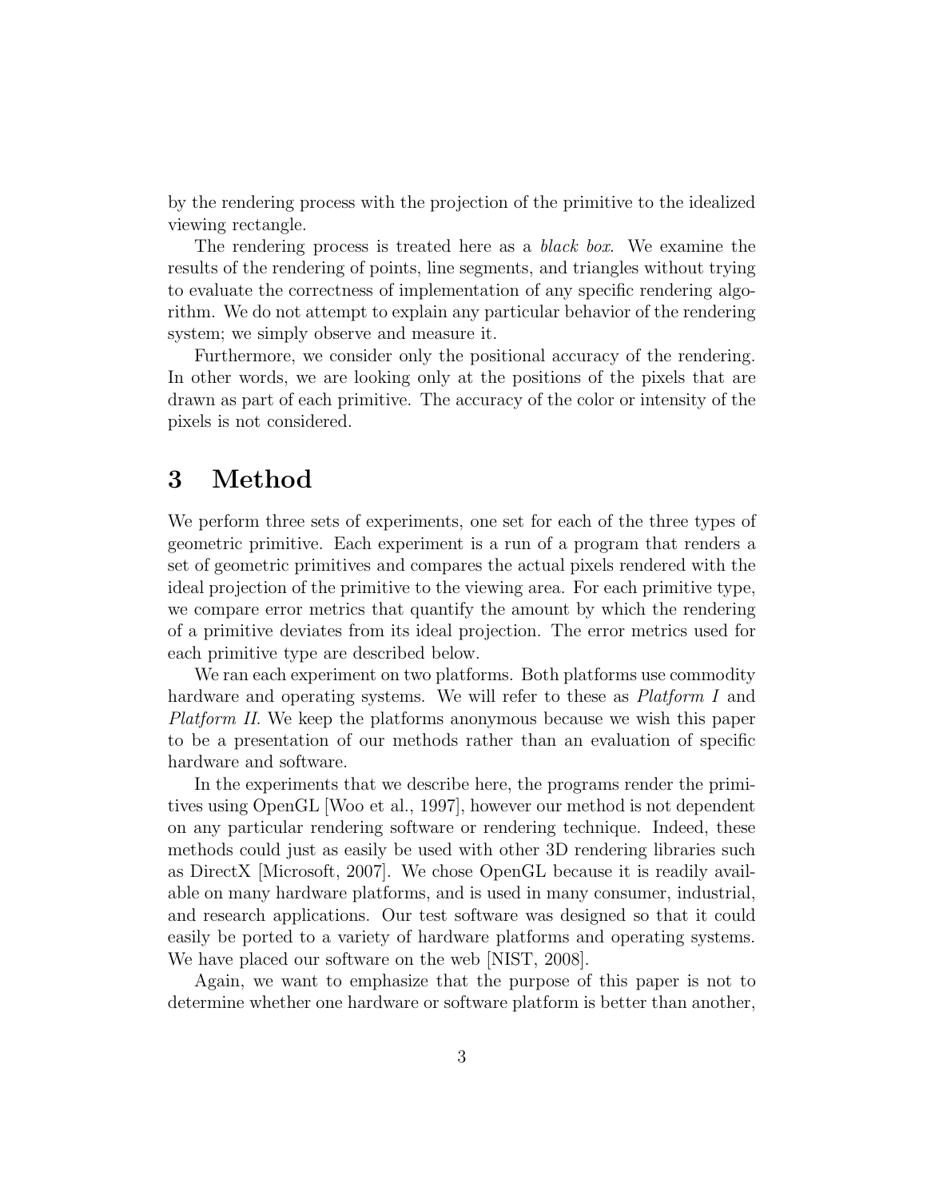by the rendering process with the projection of the primitive to the idealized viewing rectangle.

The rendering process is treated here as a *black box*. We examine the results of the rendering of points, line segments, and triangles without trying to evaluate the correctness of implementation of any specific rendering algorithm. We do not attempt to explain any particular behavior of the rendering system; we simply observe and measure it.

Furthermore, we consider only the positional accuracy of the rendering. In other words, we are looking only at the positions of the pixels that are drawn as part of each primitive. The accuracy of the color or intensity of the pixels is not considered.

# 3 Method

We perform three sets of experiments, one set for each of the three types of geometric primitive. Each experiment is a run of a program that renders a set of geometric primitives and compares the actual pixels rendered with the ideal projection of the primitive to the viewing area. For each primitive type, we compare error metrics that quantify the amount by which the rendering of a primitive deviates from its ideal projection. The error metrics used for each primitive type are described below.

We ran each experiment on two platforms. Both platforms use commodity hardware and operating systems. We will refer to these as *Platform I* and *Platform II*. We keep the platforms anonymous because we wish this paper to be a presentation of our methods rather than an evaluation of specific hardware and software.

In the experiments that we describe here, the programs render the primitives using OpenGL [Woo et al., 1997], however our method is not dependent on any particular rendering software or rendering technique. Indeed, these methods could just as easily be used with other 3D rendering libraries such as DirectX [Microsoft, 2007]. We chose OpenGL because it is readily available on many hardware platforms, and is used in many consumer, industrial, and research applications. Our test software was designed so that it could easily be ported to a variety of hardware platforms and operating systems. We have placed our software on the web [NIST, 2008].

Again, we want to emphasize that the purpose of this paper is not to determine whether one hardware or software platform is better than another,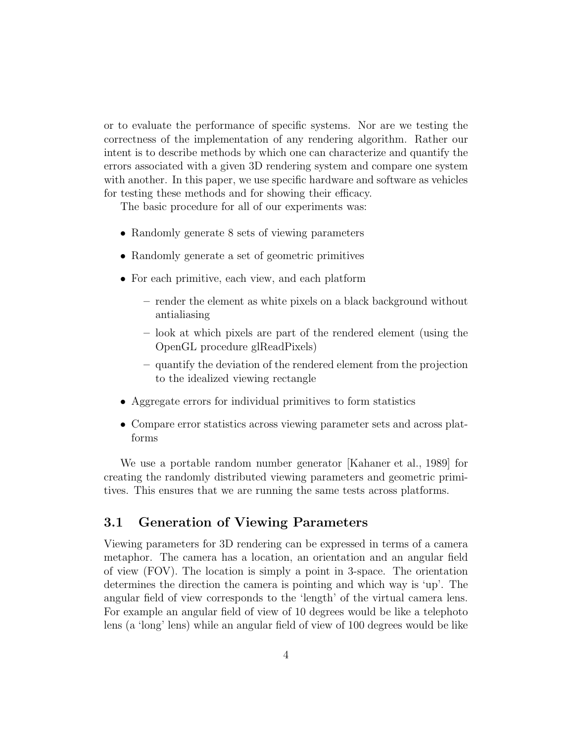or to evaluate the performance of specific systems. Nor are we testing the correctness of the implementation of any rendering algorithm. Rather our intent is to describe methods by which one can characterize and quantify the errors associated with a given 3D rendering system and compare one system with another. In this paper, we use specific hardware and software as vehicles for testing these methods and for showing their efficacy.

The basic procedure for all of our experiments was:

- Randomly generate 8 sets of viewing parameters
- Randomly generate a set of geometric primitives
- For each primitive, each view, and each platform
  - render the element as white pixels on a black background without antialiasing
  - look at which pixels are part of the rendered element (using the OpenGL procedure glReadPixels)
  - quantify the deviation of the rendered element from the projection to the idealized viewing rectangle
- Aggregate errors for individual primitives to form statistics
- Compare error statistics across viewing parameter sets and across platforms

We use a portable random number generator [Kahaner et al., 1989] for creating the randomly distributed viewing parameters and geometric primitives. This ensures that we are running the same tests across platforms.

### 3.1 Generation of Viewing Parameters

Viewing parameters for 3D rendering can be expressed in terms of a camera metaphor. The camera has a location, an orientation and an angular field of view (FOV). The location is simply a point in 3-space. The orientation determines the direction the camera is pointing and which way is 'up'. The angular field of view corresponds to the 'length' of the virtual camera lens. For example an angular field of view of 10 degrees would be like a telephoto lens (a 'long' lens) while an angular field of view of 100 degrees would be like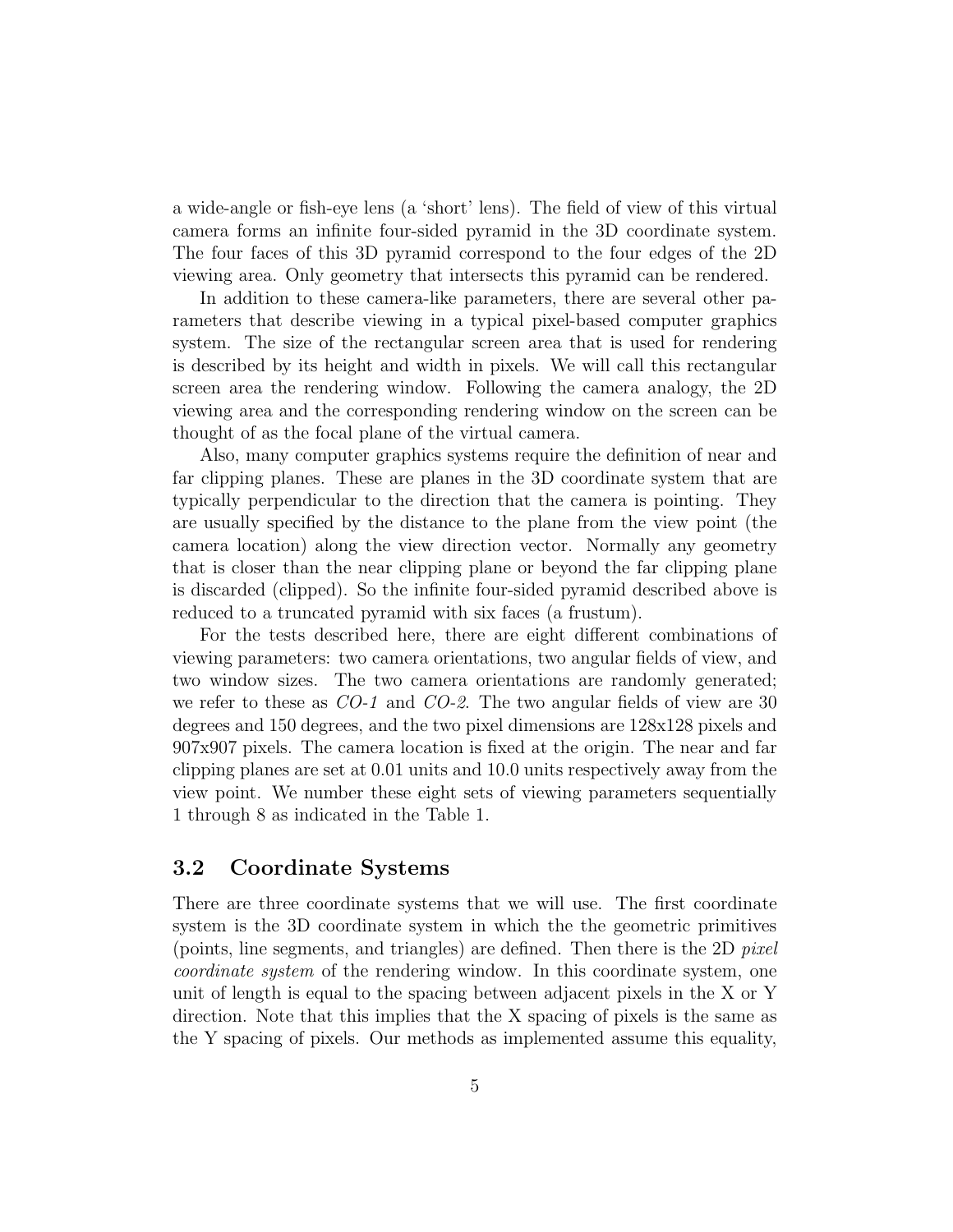a wide-angle or fish-eye lens (a 'short' lens). The field of view of this virtual camera forms an infinite four-sided pyramid in the 3D coordinate system. The four faces of this 3D pyramid correspond to the four edges of the 2D viewing area. Only geometry that intersects this pyramid can be rendered.

In addition to these camera-like parameters, there are several other parameters that describe viewing in a typical pixel-based computer graphics system. The size of the rectangular screen area that is used for rendering is described by its height and width in pixels. We will call this rectangular screen area the rendering window. Following the camera analogy, the 2D viewing area and the corresponding rendering window on the screen can be thought of as the focal plane of the virtual camera.

Also, many computer graphics systems require the definition of near and far clipping planes. These are planes in the 3D coordinate system that are typically perpendicular to the direction that the camera is pointing. They are usually specified by the distance to the plane from the view point (the camera location) along the view direction vector. Normally any geometry that is closer than the near clipping plane or beyond the far clipping plane is discarded (clipped). So the infinite four-sided pyramid described above is reduced to a truncated pyramid with six faces (a frustum).

For the tests described here, there are eight different combinations of viewing parameters: two camera orientations, two angular fields of view, and two window sizes. The two camera orientations are randomly generated; we refer to these as *CO-1* and *CO-2*. The two angular fields of view are 30 degrees and 150 degrees, and the two pixel dimensions are 128x128 pixels and 907x907 pixels. The camera location is fixed at the origin. The near and far clipping planes are set at 0.01 units and 10.0 units respectively away from the view point. We number these eight sets of viewing parameters sequentially 1 through 8 as indicated in the Table 1.

## 3.2 Coordinate Systems

There are three coordinate systems that we will use. The first coordinate system is the 3D coordinate system in which the the geometric primitives (points, line segments, and triangles) are defined. Then there is the 2D *pixel coordinate system* of the rendering window. In this coordinate system, one unit of length is equal to the spacing between adjacent pixels in the X or Y direction. Note that this implies that the X spacing of pixels is the same as the Y spacing of pixels. Our methods as implemented assume this equality,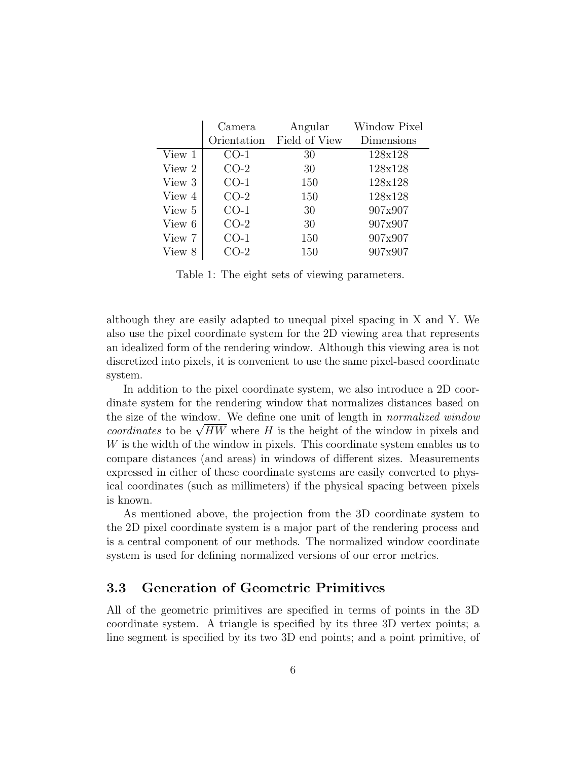| | Camera Orientation | Angular Field of View | Window Pixel Dimensions |
|---|---|---|---|
| View 1 | CO-1 | 30 | 128x128 |
| View 2 | CO-2 | 30 | 128x128 |
| View 3 | CO-1 | 150 | 128x128 |
| View 4 | CO-2 | 150 | 128x128 |
| View 5 | CO-1 | 30 | 907x907 |
| View 6 | CO-2 | 30 | 907x907 |
| View 7 | CO-1 | 150 | 907x907 |
| View 8 | CO-2 | 150 | 907x907 |

Table 1: The eight sets of viewing parameters.

although they are easily adapted to unequal pixel spacing in X and Y. We also use the pixel coordinate system for the 2D viewing area that represents an idealized form of the rendering window. Although this viewing area is not discretized into pixels, it is convenient to use the same pixel-based coordinate system.

In addition to the pixel coordinate system, we also introduce a 2D coordinate system for the rendering window that normalizes distances based on the size of the window. We define one unit of length in *normalized window coordinates* to be $\sqrt{HW}$ where $H$ is the height of the window in pixels and $W$ is the width of the window in pixels. This coordinate system enables us to compare distances (and areas) in windows of different sizes. Measurements expressed in either of these coordinate systems are easily converted to physical coordinates (such as millimeters) if the physical spacing between pixels is known.

As mentioned above, the projection from the 3D coordinate system to the 2D pixel coordinate system is a major part of the rendering process and is a central component of our methods. The normalized window coordinate system is used for defining normalized versions of our error metrics.

### 3.3 Generation of Geometric Primitives

All of the geometric primitives are specified in terms of points in the 3D coordinate system. A triangle is specified by its three 3D vertex points; a line segment is specified by its two 3D end points; and a point primitive, of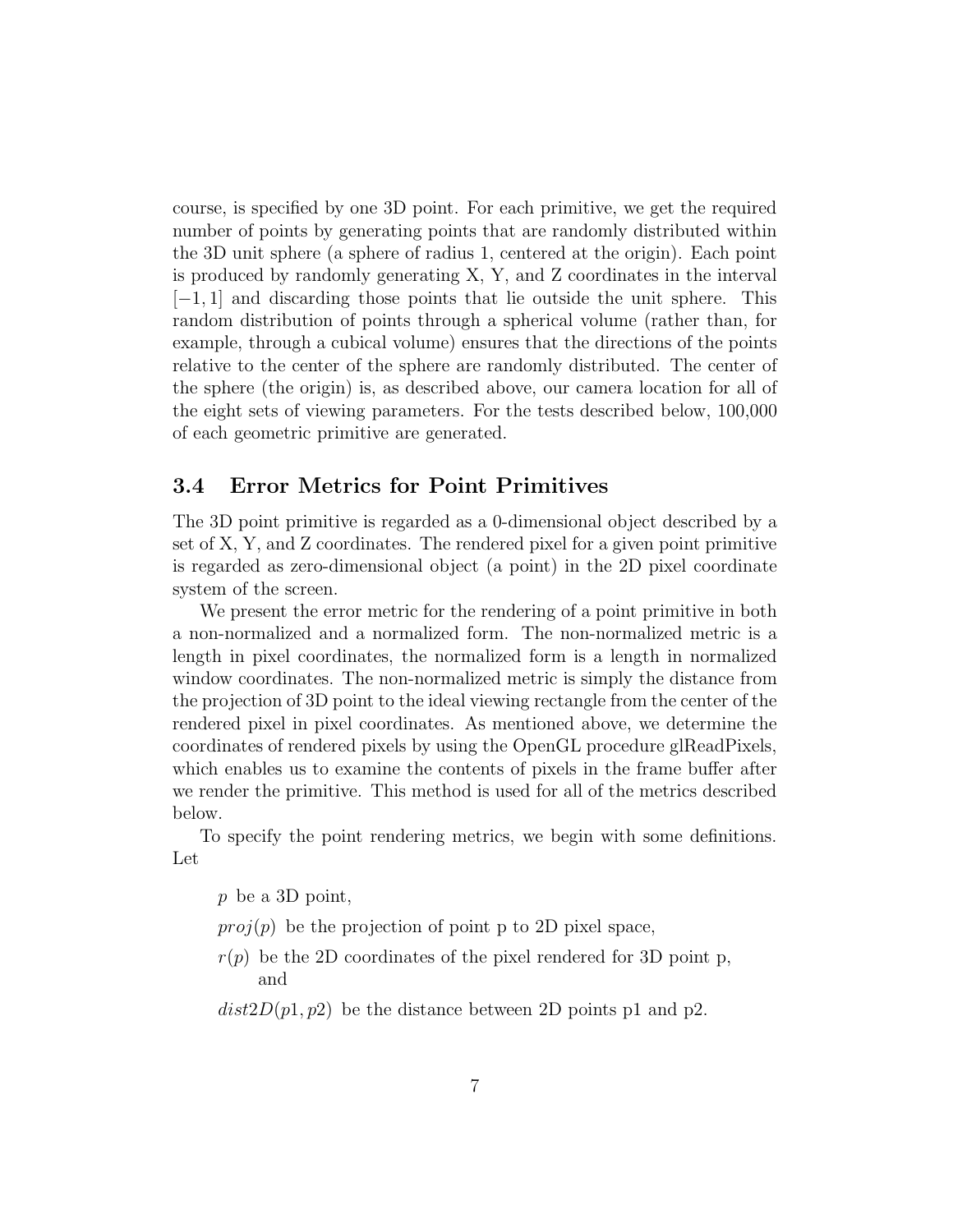course, is specified by one 3D point. For each primitive, we get the required number of points by generating points that are randomly distributed within the 3D unit sphere (a sphere of radius 1, centered at the origin). Each point is produced by randomly generating X, Y, and Z coordinates in the interval $[-1, 1]$ and discarding those points that lie outside the unit sphere. This random distribution of points through a spherical volume (rather than, for example, through a cubical volume) ensures that the directions of the points relative to the center of the sphere are randomly distributed. The center of the sphere (the origin) is, as described above, our camera location for all of the eight sets of viewing parameters. For the tests described below, 100,000 of each geometric primitive are generated.

### 3.4 Error Metrics for Point Primitives

The 3D point primitive is regarded as a 0-dimensional object described by a set of X, Y, and Z coordinates. The rendered pixel for a given point primitive is regarded as zero-dimensional object (a point) in the 2D pixel coordinate system of the screen.

We present the error metric for the rendering of a point primitive in both a non-normalized and a normalized form. The non-normalized metric is a length in pixel coordinates, the normalized form is a length in normalized window coordinates. The non-normalized metric is simply the distance from the projection of 3D point to the ideal viewing rectangle from the center of the rendered pixel in pixel coordinates. As mentioned above, we determine the coordinates of rendered pixels by using the OpenGL procedure glReadPixels, which enables us to examine the contents of pixels in the frame buffer after we render the primitive. This method is used for all of the metrics described below.

To specify the point rendering metrics, we begin with some definitions. Let

- $p$ be a 3D point,
- $proj(p)$ be the projection of point p to 2D pixel space,
- $r(p)$ be the 2D coordinates of the pixel rendered for 3D point p, and
- $dist2D(p1, p2)$ be the distance between 2D points p1 and p2.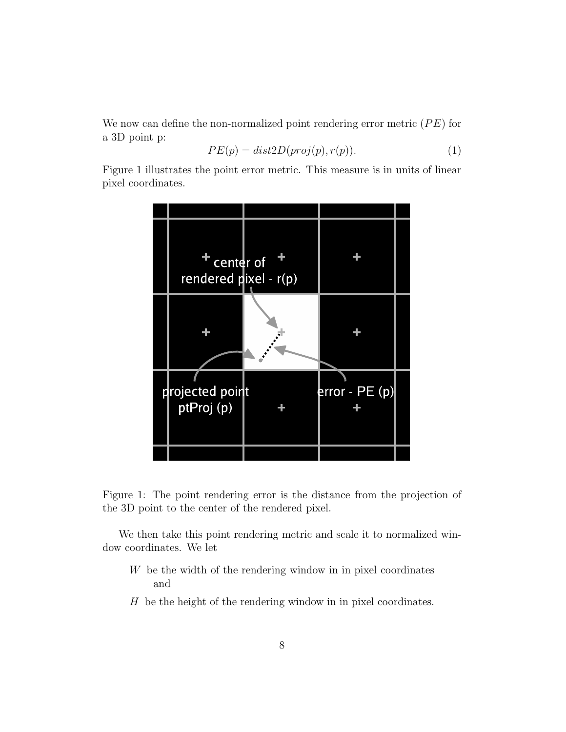We now can define the non-normalized point rendering error metric ($PE$) for a 3D point p:

$$PE(p) = dist2D(proj(p), r(p)). \tag{1}$$

Figure 1 illustrates the point error metric. This measure is in units of linear pixel coordinates.

Figure 1: The point rendering error is the distance from the projection of the 3D point to the center of the rendered pixel.

We then take this point rendering metric and scale it to normalized window coordinates. We let

$W$ be the width of the rendering window in in pixel coordinates and

$H$ be the height of the rendering window in in pixel coordinates.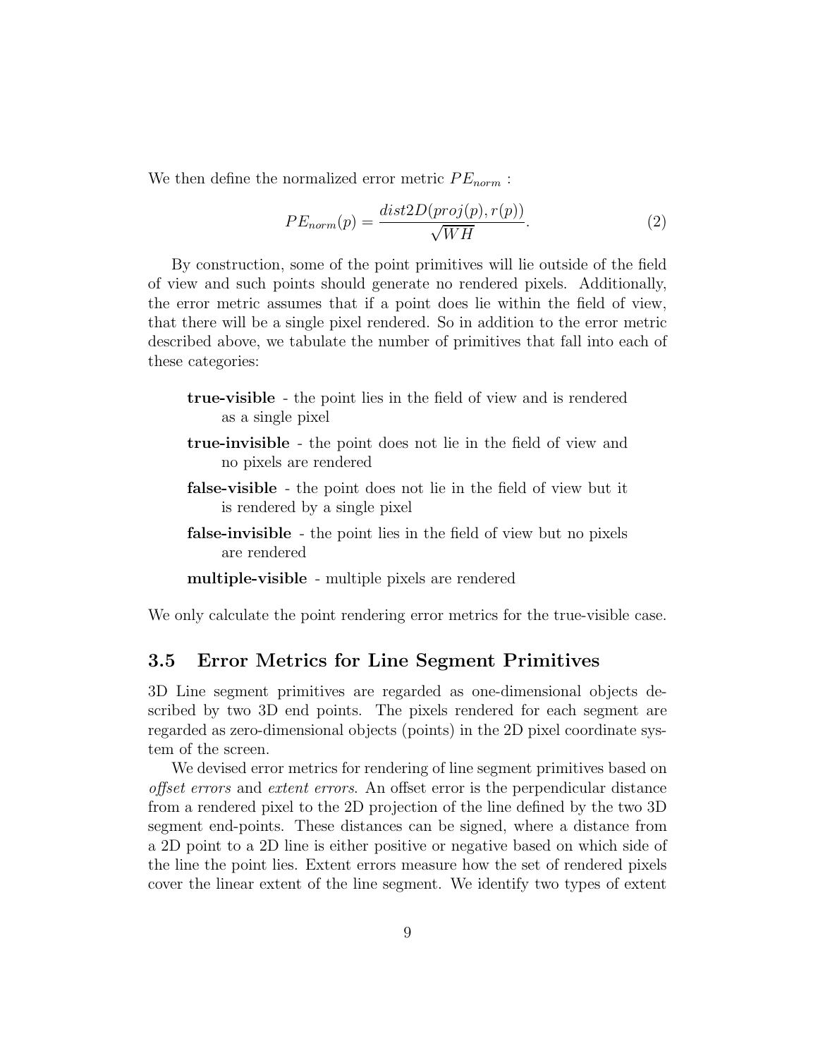We then define the normalized error metric $PE_{norm}$ :

$$PE_{norm}(p) = \frac{dist2D(proj(p), r(p))}{\sqrt{WH}}. \tag{2}$$

By construction, some of the point primitives will lie outside of the field of view and such points should generate no rendered pixels. Additionally, the error metric assumes that if a point does lie within the field of view, that there will be a single pixel rendered. So in addition to the error metric described above, we tabulate the number of primitives that fall into each of these categories:

- **true-visible** - the point lies in the field of view and is rendered as a single pixel
- **true-invisible** - the point does not lie in the field of view and no pixels are rendered
- **false-visible** - the point does not lie in the field of view but it is rendered by a single pixel
- **false-invisible** - the point lies in the field of view but no pixels are rendered
- **multiple-visible** - multiple pixels are rendered

We only calculate the point rendering error metrics for the true-visible case.

### 3.5 Error Metrics for Line Segment Primitives

3D Line segment primitives are regarded as one-dimensional objects described by two 3D end points. The pixels rendered for each segment are regarded as zero-dimensional objects (points) in the 2D pixel coordinate system of the screen.

We devised error metrics for rendering of line segment primitives based on *offset errors* and *extent errors*. An offset error is the perpendicular distance from a rendered pixel to the 2D projection of the line defined by the two 3D segment end-points. These distances can be signed, where a distance from a 2D point to a 2D line is either positive or negative based on which side of the line the point lies. Extent errors measure how the set of rendered pixels cover the linear extent of the line segment. We identify two types of extent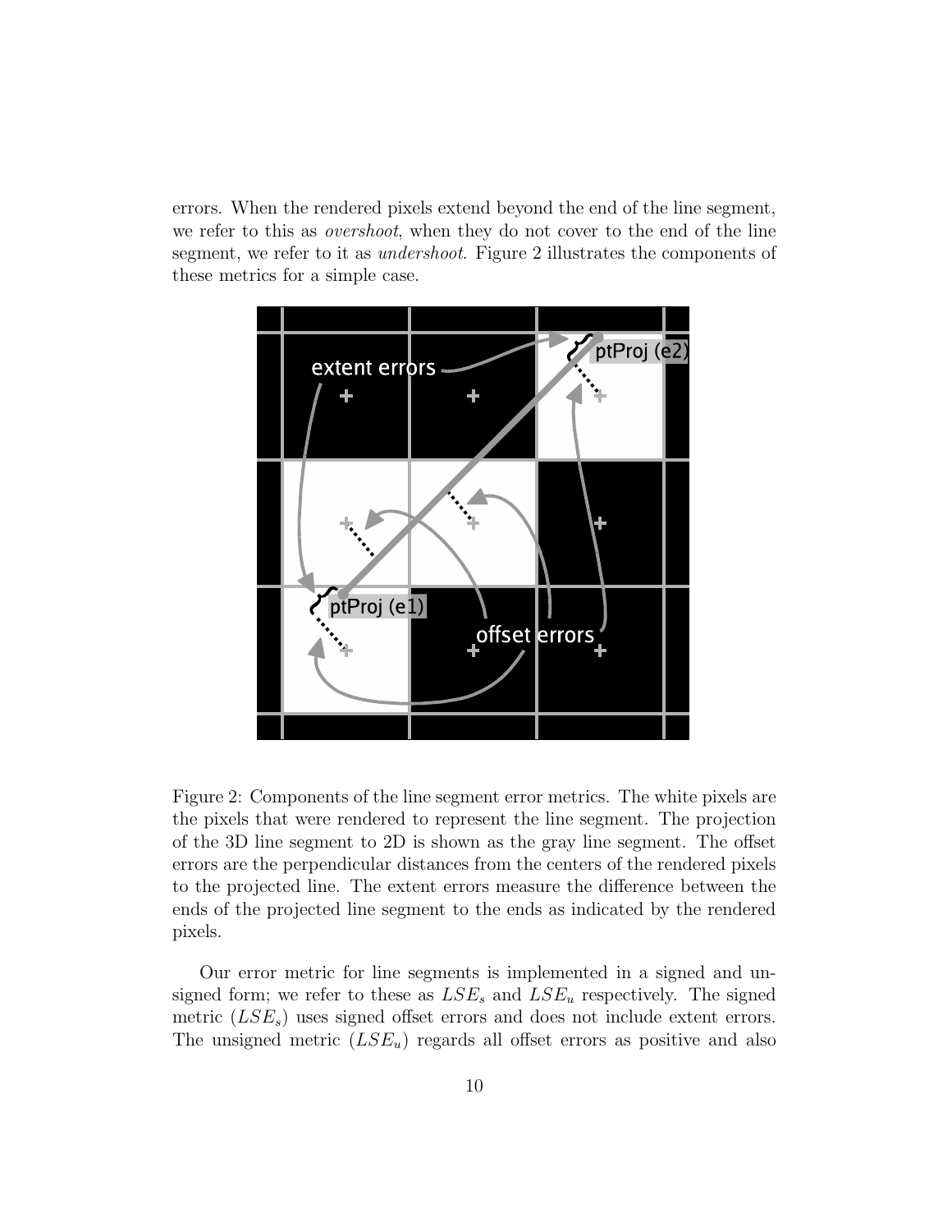errors. When the rendered pixels extend beyond the end of the line segment, we refer to this as *overshoot*, when they do not cover to the end of the line segment, we refer to it as *undershoot*. Figure 2 illustrates the components of these metrics for a simple case.

Figure 2: Components of the line segment error metrics. The white pixels are the pixels that were rendered to represent the line segment. The projection of the 3D line segment to 2D is shown as the gray line segment. The offset errors are the perpendicular distances from the centers of the rendered pixels to the projected line. The extent errors measure the difference between the ends of the projected line segment to the ends as indicated by the rendered pixels.

Our error metric for line segments is implemented in a signed and unsigned form; we refer to these as $LSE_s$ and $LSE_u$ respectively. The signed metric ($LSE_s$) uses signed offset errors and does not include extent errors. The unsigned metric ($LSE_u$) regards all offset errors as positive and also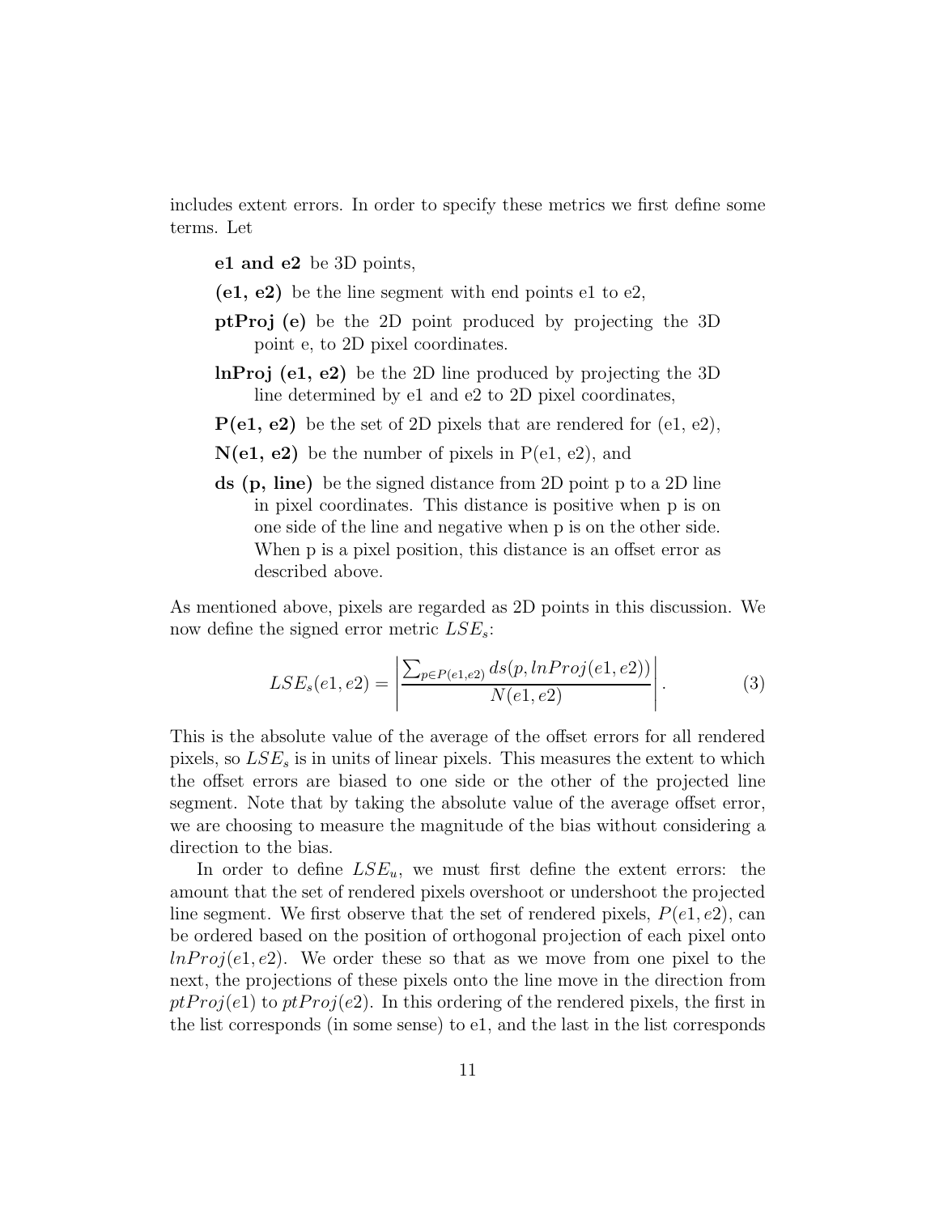includes extent errors. In order to specify these metrics we first define some terms. Let

**e1 and e2** be 3D points,

**(e1, e2)** be the line segment with end points e1 to e2,

**ptProj (e)** be the 2D point produced by projecting the 3D point e, to 2D pixel coordinates.

**lnProj (e1, e2)** be the 2D line produced by projecting the 3D line determined by e1 and e2 to 2D pixel coordinates,

**P(e1, e2)** be the set of 2D pixels that are rendered for (e1, e2),

**N(e1, e2)** be the number of pixels in P(e1, e2), and

**ds (p, line)** be the signed distance from 2D point p to a 2D line in pixel coordinates. This distance is positive when p is on one side of the line and negative when p is on the other side. When p is a pixel position, this distance is an offset error as described above.

As mentioned above, pixels are regarded as 2D points in this discussion. We now define the signed error metric $LSE_s$:

$$LSE_s(e1, e2) = \left| \frac{\sum_{p \in P(e1,e2)} ds(p, lnProj(e1, e2))}{N(e1, e2)} \right|. \tag{3}$$

This is the absolute value of the average of the offset errors for all rendered pixels, so $LSE_s$ is in units of linear pixels. This measures the extent to which the offset errors are biased to one side or the other of the projected line segment. Note that by taking the absolute value of the average offset error, we are choosing to measure the magnitude of the bias without considering a direction to the bias.

In order to define $LSE_u$, we must first define the extent errors: the amount that the set of rendered pixels overshoot or undershoot the projected line segment. We first observe that the set of rendered pixels, $P(e1, e2)$, can be ordered based on the position of orthogonal projection of each pixel onto $lnProj(e1, e2)$. We order these so that as we move from one pixel to the next, the projections of these pixels onto the line move in the direction from $ptProj(e1)$ to $ptProj(e2)$. In this ordering of the rendered pixels, the first in the list corresponds (in some sense) to e1, and the last in the list corresponds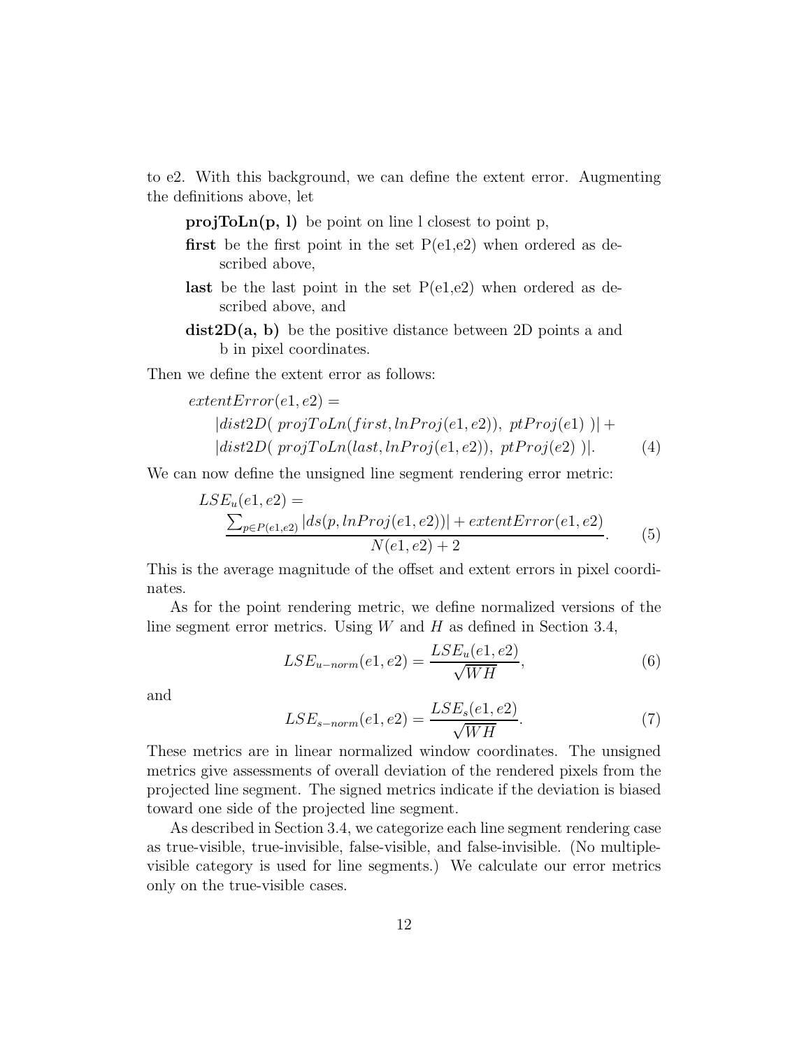to e2. With this background, we can define the extent error. Augmenting the definitions above, let

- **projToLn(p, l)** be point on line l closest to point p,
- **first** be the first point in the set P(e1,e2) when ordered as described above,
- **last** be the last point in the set P(e1,e2) when ordered as described above, and
- **dist2D(a, b)** be the positive distance between 2D points a and b in pixel coordinates.

Then we define the extent error as follows:

$$
\begin{aligned}
&extentError(e1, e2) = \\
&\quad |dist2D(\ projToLn(first, lnProj(e1, e2)),\ ptProj(e1)\ )| + \\
&\quad |dist2D(\ projToLn(last, lnProj(e1, e2)),\ ptProj(e2)\ )|. \qquad (4)
\end{aligned}
$$

We can now define the unsigned line segment rendering error metric:

$$
\begin{aligned}
&LSE_u(e1, e2) = \\
&\quad \frac{\sum_{p \in P(e1,e2)} |ds(p, lnProj(e1, e2))| + extentError(e1, e2)}{N(e1, e2) + 2}. \qquad (5)
\end{aligned}
$$

This is the average magnitude of the offset and extent errors in pixel coordinates.

As for the point rendering metric, we define normalized versions of the line segment error metrics. Using $W$ and $H$ as defined in Section 3.4,

$$LSE_{u-norm}(e1, e2) = \frac{LSE_u(e1, e2)}{\sqrt{WH}}, \qquad (6)$$

and

$$LSE_{s-norm}(e1, e2) = \frac{LSE_s(e1, e2)}{\sqrt{WH}}. \qquad (7)$$

These metrics are in linear normalized window coordinates. The unsigned metrics give assessments of overall deviation of the rendered pixels from the projected line segment. The signed metrics indicate if the deviation is biased toward one side of the projected line segment.

As described in Section 3.4, we categorize each line segment rendering case as true-visible, true-invisible, false-visible, and false-invisible. (No multiple-visible category is used for line segments.) We calculate our error metrics only on the true-visible cases.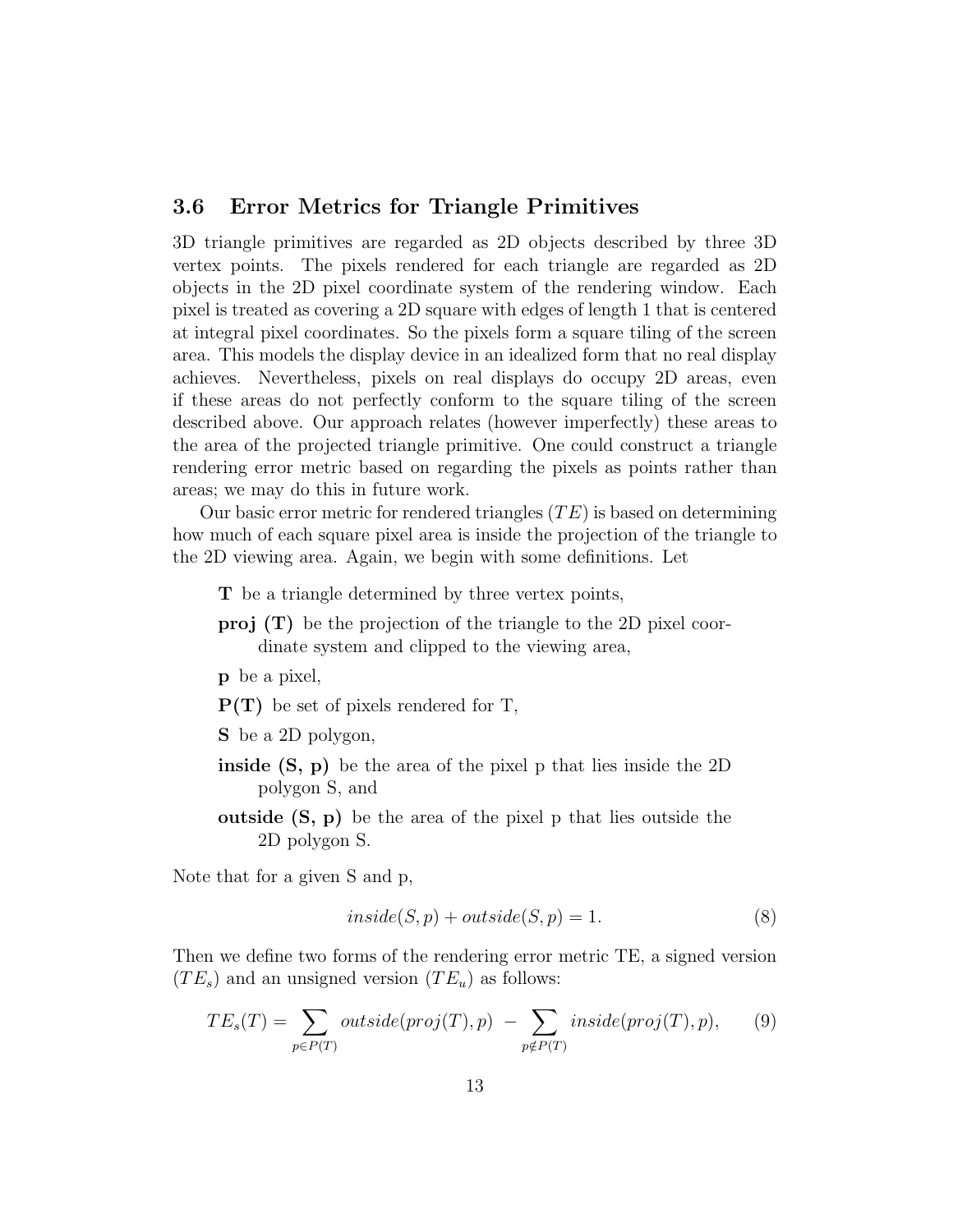### 3.6 Error Metrics for Triangle Primitives

3D triangle primitives are regarded as 2D objects described by three 3D vertex points. The pixels rendered for each triangle are regarded as 2D objects in the 2D pixel coordinate system of the rendering window. Each pixel is treated as covering a 2D square with edges of length 1 that is centered at integral pixel coordinates. So the pixels form a square tiling of the screen area. This models the display device in an idealized form that no real display achieves. Nevertheless, pixels on real displays do occupy 2D areas, even if these areas do not perfectly conform to the square tiling of the screen described above. Our approach relates (however imperfectly) these areas to the area of the projected triangle primitive. One could construct a triangle rendering error metric based on regarding the pixels as points rather than areas; we may do this in future work.

Our basic error metric for rendered triangles ($TE$) is based on determining how much of each square pixel area is inside the projection of the triangle to the 2D viewing area. Again, we begin with some definitions. Let

**T** be a triangle determined by three vertex points,

**proj (T)** be the projection of the triangle to the 2D pixel coordinate system and clipped to the viewing area,

**p** be a pixel,

**P(T)** be set of pixels rendered for T,

**S** be a 2D polygon,

**inside (S, p)** be the area of the pixel p that lies inside the 2D polygon S, and

**outside (S, p)** be the area of the pixel p that lies outside the 2D polygon S.

Note that for a given S and p,

$$inside(S, p) + outside(S, p) = 1. \tag{8}$$

Then we define two forms of the rendering error metric TE, a signed version ($TE_s$) and an unsigned version ($TE_u$) as follows:

$$TE_s(T) = \sum_{p \in P(T)} outside(proj(T), p) \; - \sum_{p \notin P(T)} inside(proj(T), p), \tag{9}$$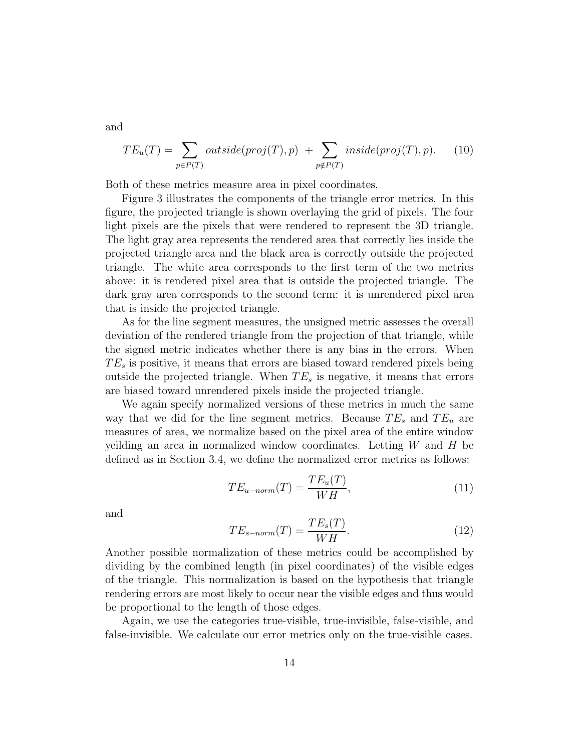and

$$TE_u(T) = \sum_{p \in P(T)} outside(proj(T), p) \; + \sum_{p \notin P(T)} inside(proj(T), p). \tag{10}$$

Both of these metrics measure area in pixel coordinates.

Figure 3 illustrates the components of the triangle error metrics. In this figure, the projected triangle is shown overlaying the grid of pixels. The four light pixels are the pixels that were rendered to represent the 3D triangle. The light gray area represents the rendered area that correctly lies inside the projected triangle area and the black area is correctly outside the projected triangle. The white area corresponds to the first term of the two metrics above: it is rendered pixel area that is outside the projected triangle. The dark gray area corresponds to the second term: it is unrendered pixel area that is inside the projected triangle.

As for the line segment measures, the unsigned metric assesses the overall deviation of the rendered triangle from the projection of that triangle, while the signed metric indicates whether there is any bias in the errors. When $TE_s$ is positive, it means that errors are biased toward rendered pixels being outside the projected triangle. When $TE_s$ is negative, it means that errors are biased toward unrendered pixels inside the projected triangle.

We again specify normalized versions of these metrics in much the same way that we did for the line segment metrics. Because $TE_s$ and $TE_u$ are measures of area, we normalize based on the pixel area of the entire window yeilding an area in normalized window coordinates. Letting $W$ and $H$ be defined as in Section 3.4, we define the normalized error metrics as follows:

$$TE_{u-norm}(T) = \frac{TE_u(T)}{WH}, \tag{11}$$

and

$$TE_{s-norm}(T) = \frac{TE_s(T)}{WH}. \tag{12}$$

Another possible normalization of these metrics could be accomplished by dividing by the combined length (in pixel coordinates) of the visible edges of the triangle. This normalization is based on the hypothesis that triangle rendering errors are most likely to occur near the visible edges and thus would be proportional to the length of those edges.

Again, we use the categories true-visible, true-invisible, false-visible, and false-invisible. We calculate our error metrics only on the true-visible cases.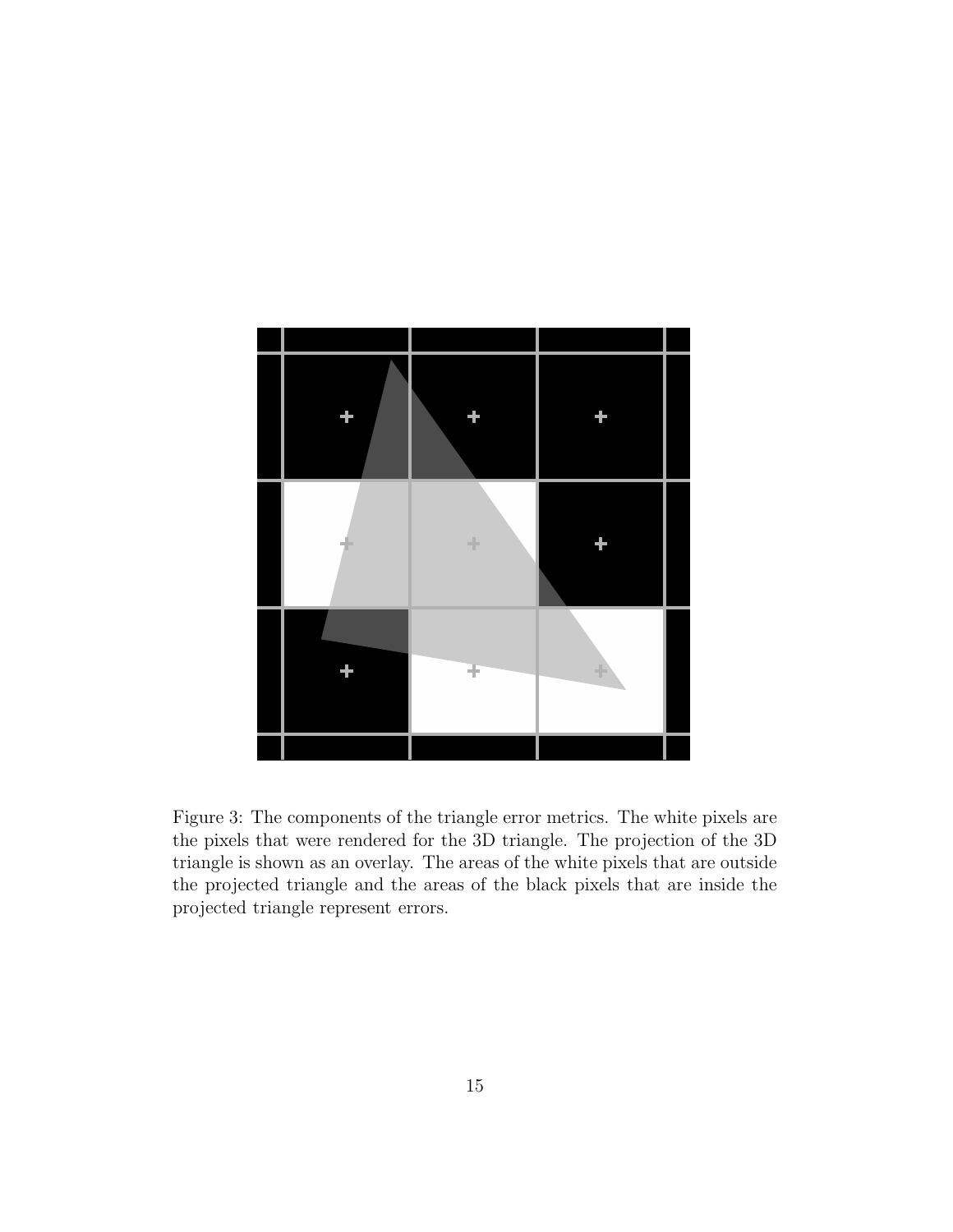Figure 3: The components of the triangle error metrics. The white pixels are the pixels that were rendered for the 3D triangle. The projection of the 3D triangle is shown as an overlay. The areas of the white pixels that are outside the projected triangle and the areas of the black pixels that are inside the projected triangle represent errors.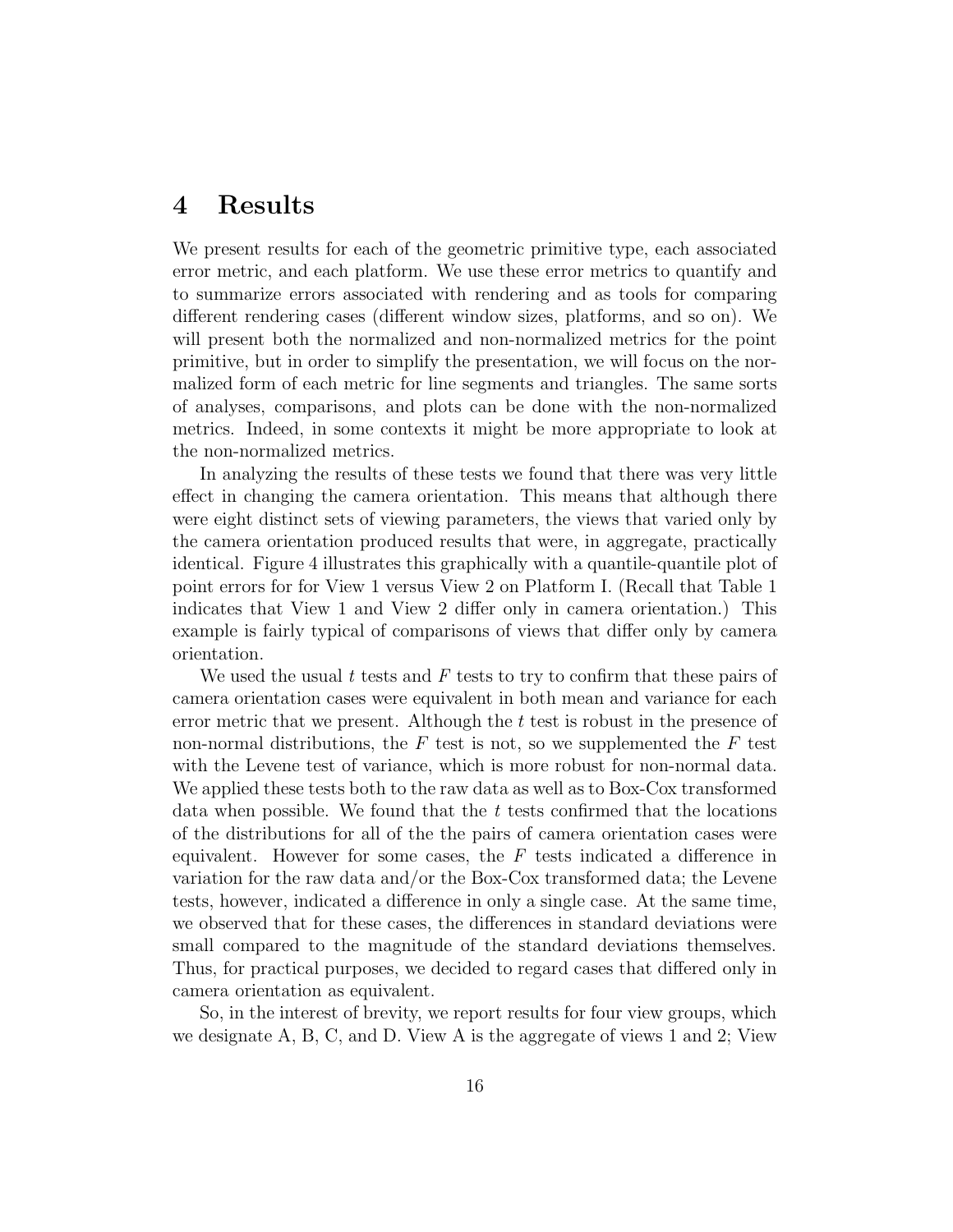# 4 Results

We present results for each of the geometric primitive type, each associated error metric, and each platform. We use these error metrics to quantify and to summarize errors associated with rendering and as tools for comparing different rendering cases (different window sizes, platforms, and so on). We will present both the normalized and non-normalized metrics for the point primitive, but in order to simplify the presentation, we will focus on the normalized form of each metric for line segments and triangles. The same sorts of analyses, comparisons, and plots can be done with the non-normalized metrics. Indeed, in some contexts it might be more appropriate to look at the non-normalized metrics.

In analyzing the results of these tests we found that there was very little effect in changing the camera orientation. This means that although there were eight distinct sets of viewing parameters, the views that varied only by the camera orientation produced results that were, in aggregate, practically identical. Figure 4 illustrates this graphically with a quantile-quantile plot of point errors for for View 1 versus View 2 on Platform I. (Recall that Table 1 indicates that View 1 and View 2 differ only in camera orientation.) This example is fairly typical of comparisons of views that differ only by camera orientation.

We used the usual $t$ tests and $F$ tests to try to confirm that these pairs of camera orientation cases were equivalent in both mean and variance for each error metric that we present. Although the $t$ test is robust in the presence of non-normal distributions, the $F$ test is not, so we supplemented the $F$ test with the Levene test of variance, which is more robust for non-normal data. We applied these tests both to the raw data as well as to Box-Cox transformed data when possible. We found that the $t$ tests confirmed that the locations of the distributions for all of the the pairs of camera orientation cases were equivalent. However for some cases, the $F$ tests indicated a difference in variation for the raw data and/or the Box-Cox transformed data; the Levene tests, however, indicated a difference in only a single case. At the same time, we observed that for these cases, the differences in standard deviations were small compared to the magnitude of the standard deviations themselves. Thus, for practical purposes, we decided to regard cases that differed only in camera orientation as equivalent.

So, in the interest of brevity, we report results for four view groups, which we designate A, B, C, and D. View A is the aggregate of views 1 and 2; View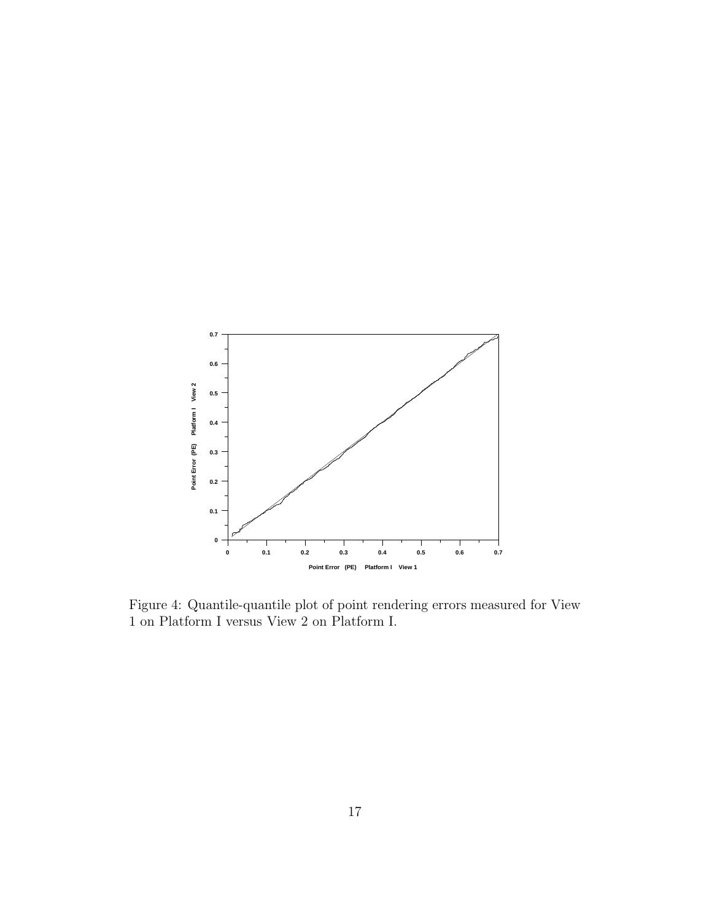Figure 4: Quantile-quantile plot of point rendering errors measured for View 1 on Platform I versus View 2 on Platform I.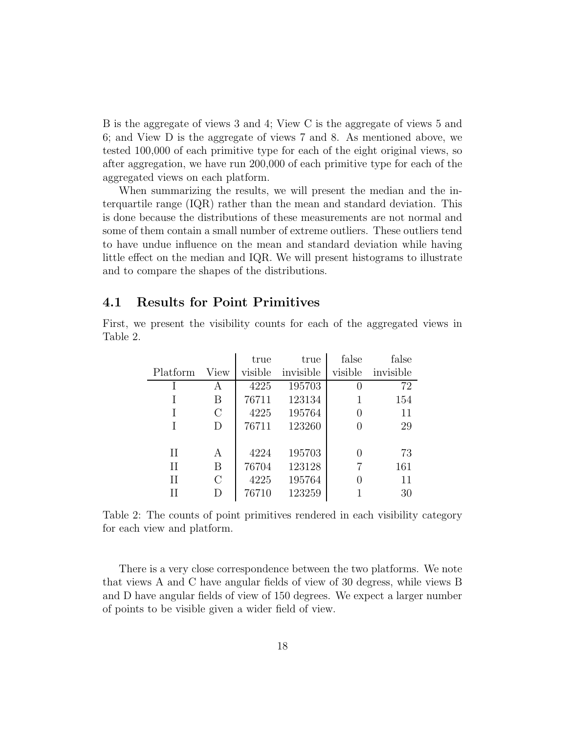B is the aggregate of views 3 and 4; View C is the aggregate of views 5 and 6; and View D is the aggregate of views 7 and 8. As mentioned above, we tested 100,000 of each primitive type for each of the eight original views, so after aggregation, we have run 200,000 of each primitive type for each of the aggregated views on each platform.

When summarizing the results, we will present the median and the interquartile range (IQR) rather than the mean and standard deviation. This is done because the distributions of these measurements are not normal and some of them contain a small number of extreme outliers. These outliers tend to have undue influence on the mean and standard deviation while having little effect on the median and IQR. We will present histograms to illustrate and to compare the shapes of the distributions.

## 4.1 Results for Point Primitives

First, we present the visibility counts for each of the aggregated views in Table 2.

| Platform | View | true visible | true invisible | false visible | false invisible |
|---|---|---|---|---|---|
| I | A | 4225 | 195703 | 0 | 72 |
| I | B | 76711 | 123134 | 1 | 154 |
| I | C | 4225 | 195764 | 0 | 11 |
| I | D | 76711 | 123260 | 0 | 29 |
| II | A | 4224 | 195703 | 0 | 73 |
| II | B | 76704 | 123128 | 7 | 161 |
| II | C | 4225 | 195764 | 0 | 11 |
| II | D | 76710 | 123259 | 1 | 30 |

Table 2: The counts of point primitives rendered in each visibility category for each view and platform.

There is a very close correspondence between the two platforms. We note that views A and C have angular fields of view of 30 degress, while views B and D have angular fields of view of 150 degrees. We expect a larger number of points to be visible given a wider field of view.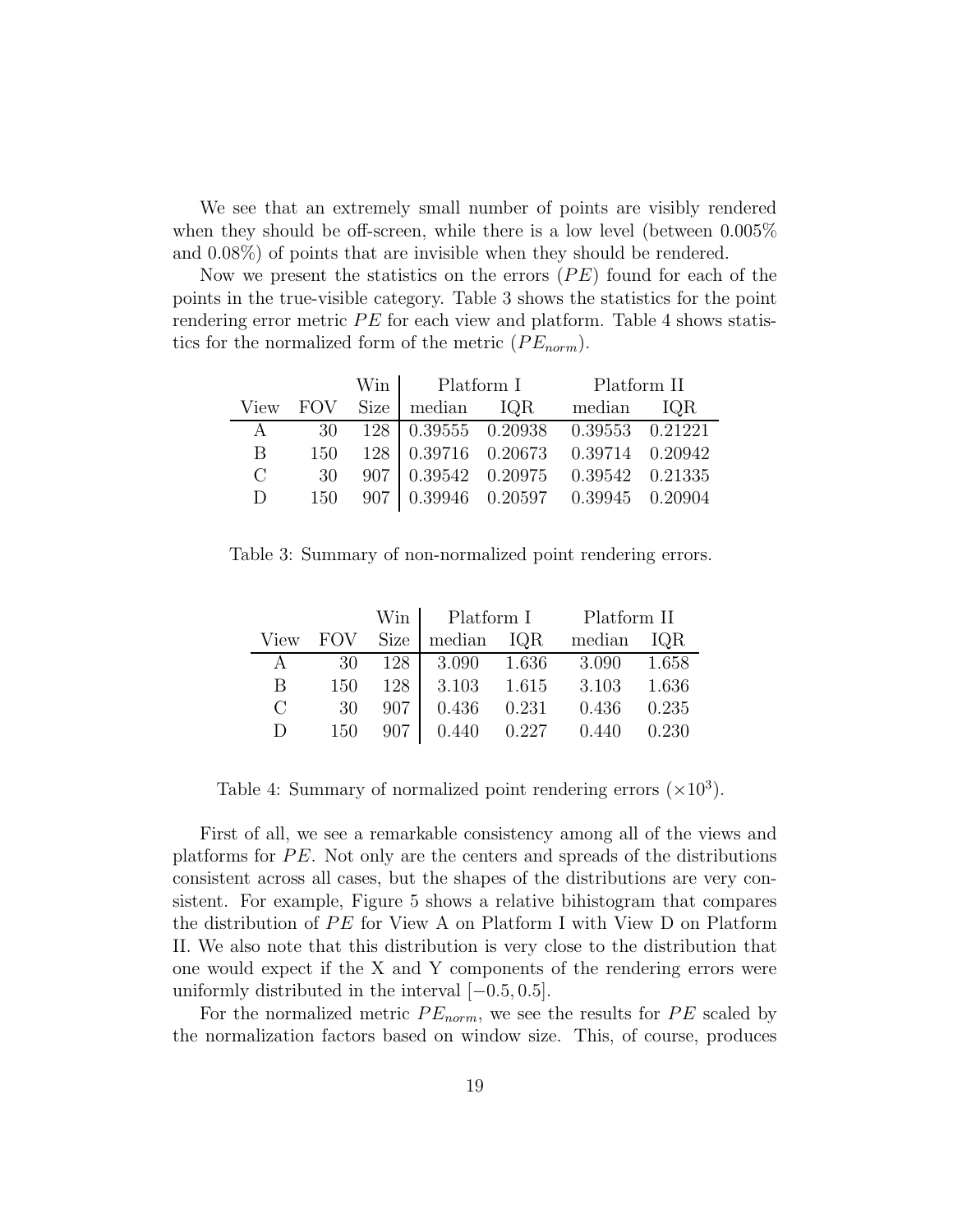We see that an extremely small number of points are visibly rendered when they should be off-screen, while there is a low level (between 0.005% and 0.08%) of points that are invisible when they should be rendered.

Now we present the statistics on the errors ($PE$) found for each of the points in the true-visible category. Table 3 shows the statistics for the point rendering error metric $PE$ for each view and platform. Table 4 shows statistics for the normalized form of the metric ($PE_{norm}$).

| | | Win | Platform I | | Platform II | |
|---|---|---|---|---|---|---|
| View | FOV | Size | median | IQR | median | IQR |
| A | 30 | 128 | 0.39555 | 0.20938 | 0.39553 | 0.21221 |
| B | 150 | 128 | 0.39716 | 0.20673 | 0.39714 | 0.20942 |
| C | 30 | 907 | 0.39542 | 0.20975 | 0.39542 | 0.21335 |
| D | 150 | 907 | 0.39946 | 0.20597 | 0.39945 | 0.20904 |

Table 3: Summary of non-normalized point rendering errors.

| | | Win | Platform I | | Platform II | |
|---|---|---|---|---|---|---|
| View | FOV | Size | median | IQR | median | IQR |
| A | 30 | 128 | 3.090 | 1.636 | 3.090 | 1.658 |
| B | 150 | 128 | 3.103 | 1.615 | 3.103 | 1.636 |
| C | 30 | 907 | 0.436 | 0.231 | 0.436 | 0.235 |
| D | 150 | 907 | 0.440 | 0.227 | 0.440 | 0.230 |

Table 4: Summary of normalized point rendering errors ($\times 10^3$).

First of all, we see a remarkable consistency among all of the views and platforms for $PE$. Not only are the centers and spreads of the distributions consistent across all cases, but the shapes of the distributions are very consistent. For example, Figure 5 shows a relative bihistogram that compares the distribution of $PE$ for View A on Platform I with View D on Platform II. We also note that this distribution is very close to the distribution that one would expect if the X and Y components of the rendering errors were uniformly distributed in the interval $[-0.5, 0.5]$.

For the normalized metric $PE_{norm}$, we see the results for $PE$ scaled by the normalization factors based on window size. This, of course, produces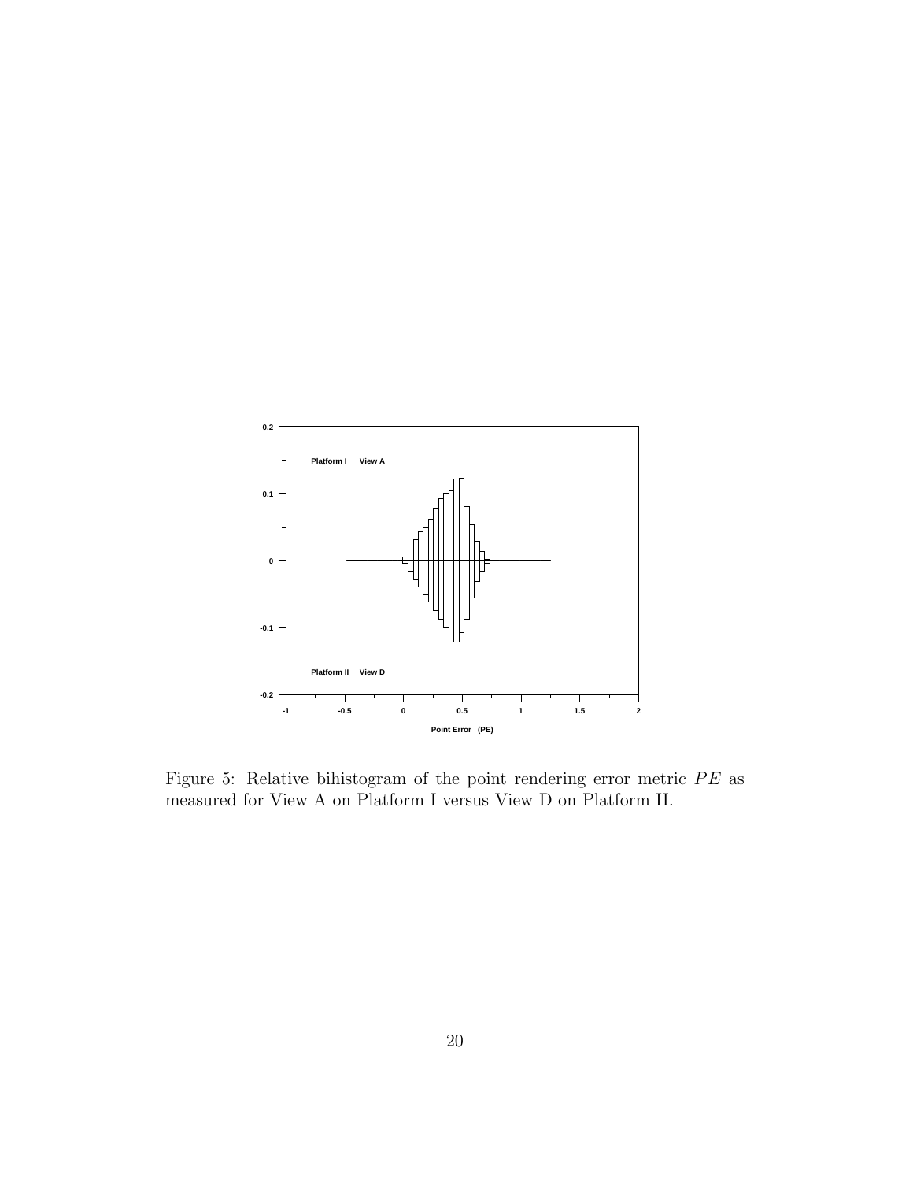Figure 5: Relative bihistogram of the point rendering error metric $PE$ as measured for View A on Platform I versus View D on Platform II.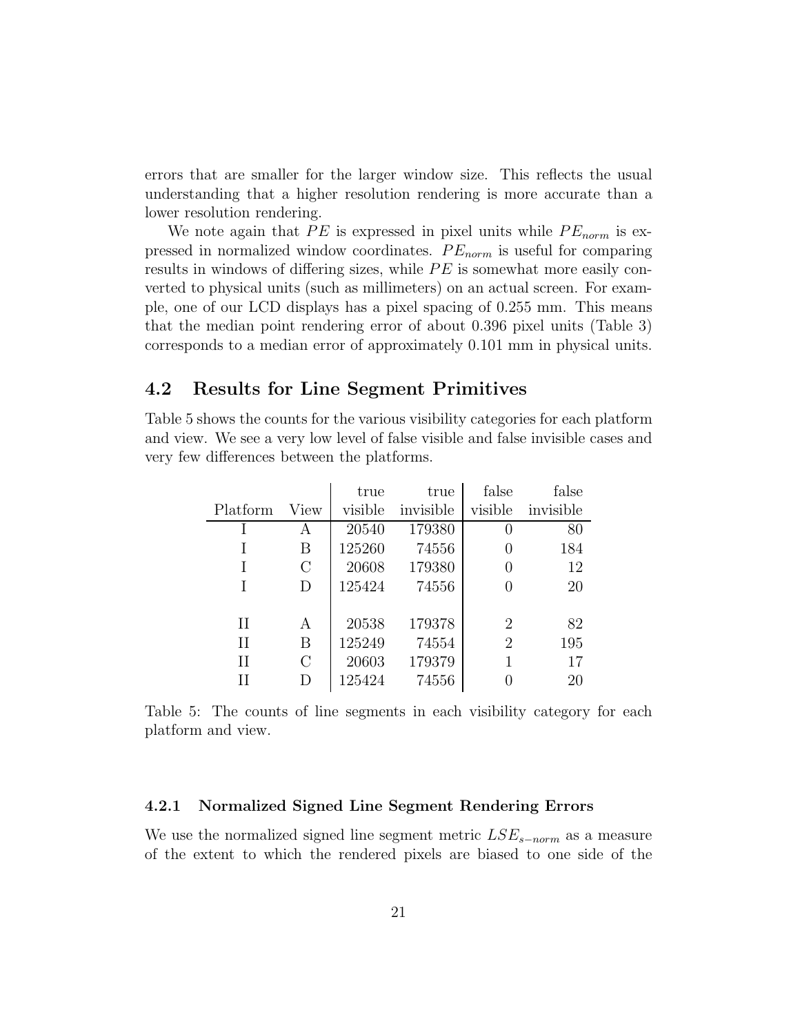errors that are smaller for the larger window size. This reflects the usual understanding that a higher resolution rendering is more accurate than a lower resolution rendering.

We note again that $PE$ is expressed in pixel units while $PE_{norm}$ is expressed in normalized window coordinates. $PE_{norm}$ is useful for comparing results in windows of differing sizes, while $PE$ is somewhat more easily converted to physical units (such as millimeters) on an actual screen. For example, one of our LCD displays has a pixel spacing of 0.255 mm. This means that the median point rendering error of about 0.396 pixel units (Table 3) corresponds to a median error of approximately 0.101 mm in physical units.

## 4.2 Results for Line Segment Primitives

Table 5 shows the counts for the various visibility categories for each platform and view. We see a very low level of false visible and false invisible cases and very few differences between the platforms.

| Platform | View | true visible | true invisible | false visible | false invisible |
|---|---|---|---|---|---|
| I | A | 20540 | 179380 | 0 | 80 |
| I | B | 125260 | 74556 | 0 | 184 |
| I | C | 20608 | 179380 | 0 | 12 |
| I | D | 125424 | 74556 | 0 | 20 |
| II | A | 20538 | 179378 | 2 | 82 |
| II | B | 125249 | 74554 | 2 | 195 |
| II | C | 20603 | 179379 | 1 | 17 |
| II | D | 125424 | 74556 | 0 | 20 |

Table 5: The counts of line segments in each visibility category for each platform and view.

### 4.2.1 Normalized Signed Line Segment Rendering Errors

We use the normalized signed line segment metric $LSE_{s-norm}$ as a measure of the extent to which the rendered pixels are biased to one side of the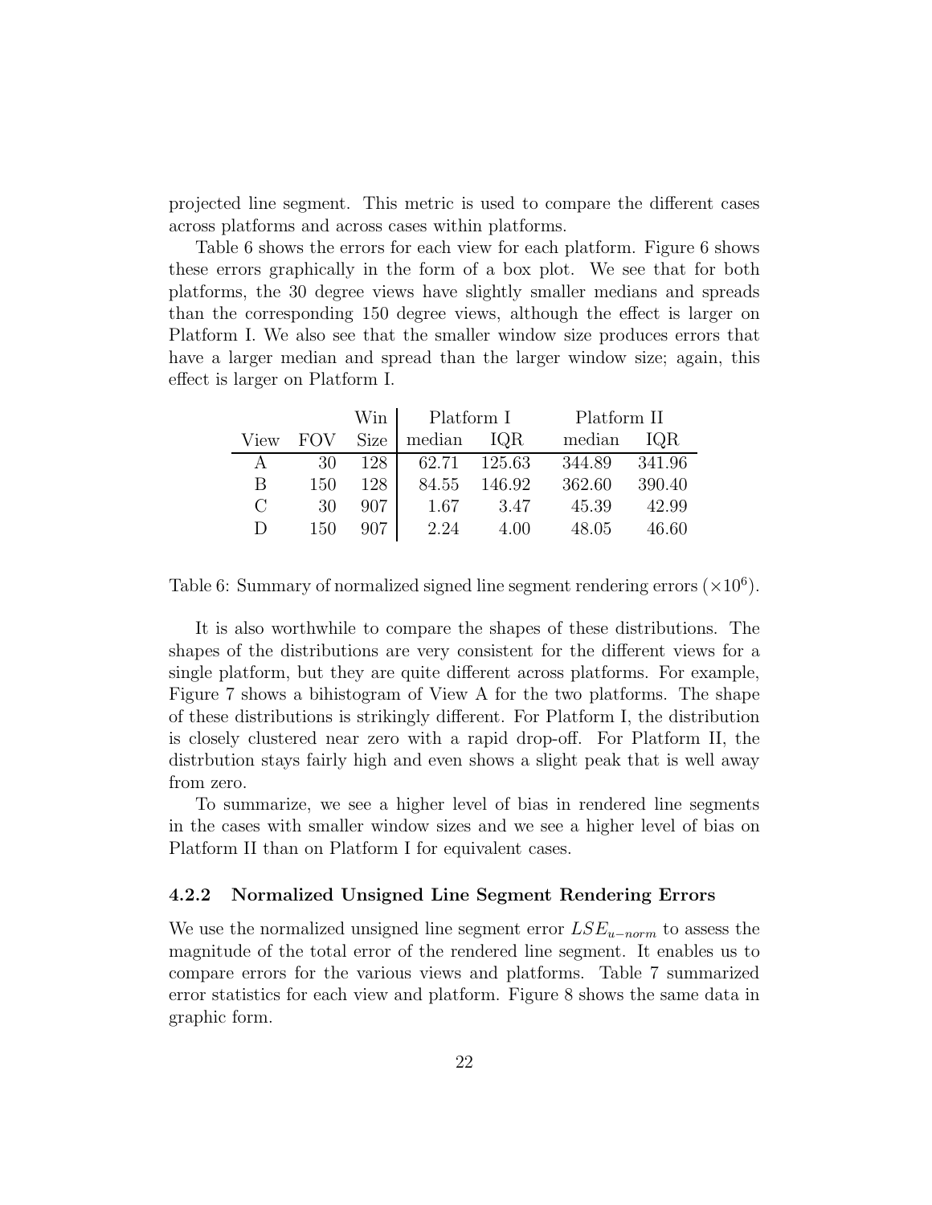projected line segment. This metric is used to compare the different cases across platforms and across cases within platforms.

Table 6 shows the errors for each view for each platform. Figure 6 shows these errors graphically in the form of a box plot. We see that for both platforms, the 30 degree views have slightly smaller medians and spreads than the corresponding 150 degree views, although the effect is larger on Platform I. We also see that the smaller window size produces errors that have a larger median and spread than the larger window size; again, this effect is larger on Platform I.

| | | Win | Platform I | | Platform II | |
|---|---|---|---|---|---|---|
| View | FOV | Size | median | IQR | median | IQR |
| A | 30 | 128 | 62.71 | 125.63 | 344.89 | 341.96 |
| B | 150 | 128 | 84.55 | 146.92 | 362.60 | 390.40 |
| C | 30 | 907 | 1.67 | 3.47 | 45.39 | 42.99 |
| D | 150 | 907 | 2.24 | 4.00 | 48.05 | 46.60 |

Table 6: Summary of normalized signed line segment rendering errors ($\times 10^6$).

It is also worthwhile to compare the shapes of these distributions. The shapes of the distributions are very consistent for the different views for a single platform, but they are quite different across platforms. For example, Figure 7 shows a bihistogram of View A for the two platforms. The shape of these distributions is strikingly different. For Platform I, the distribution is closely clustered near zero with a rapid drop-off. For Platform II, the distrbution stays fairly high and even shows a slight peak that is well away from zero.

To summarize, we see a higher level of bias in rendered line segments in the cases with smaller window sizes and we see a higher level of bias on Platform II than on Platform I for equivalent cases.

### 4.2.2 Normalized Unsigned Line Segment Rendering Errors

We use the normalized unsigned line segment error $LSE_{u-norm}$ to assess the magnitude of the total error of the rendered line segment. It enables us to compare errors for the various views and platforms. Table 7 summarized error statistics for each view and platform. Figure 8 shows the same data in graphic form.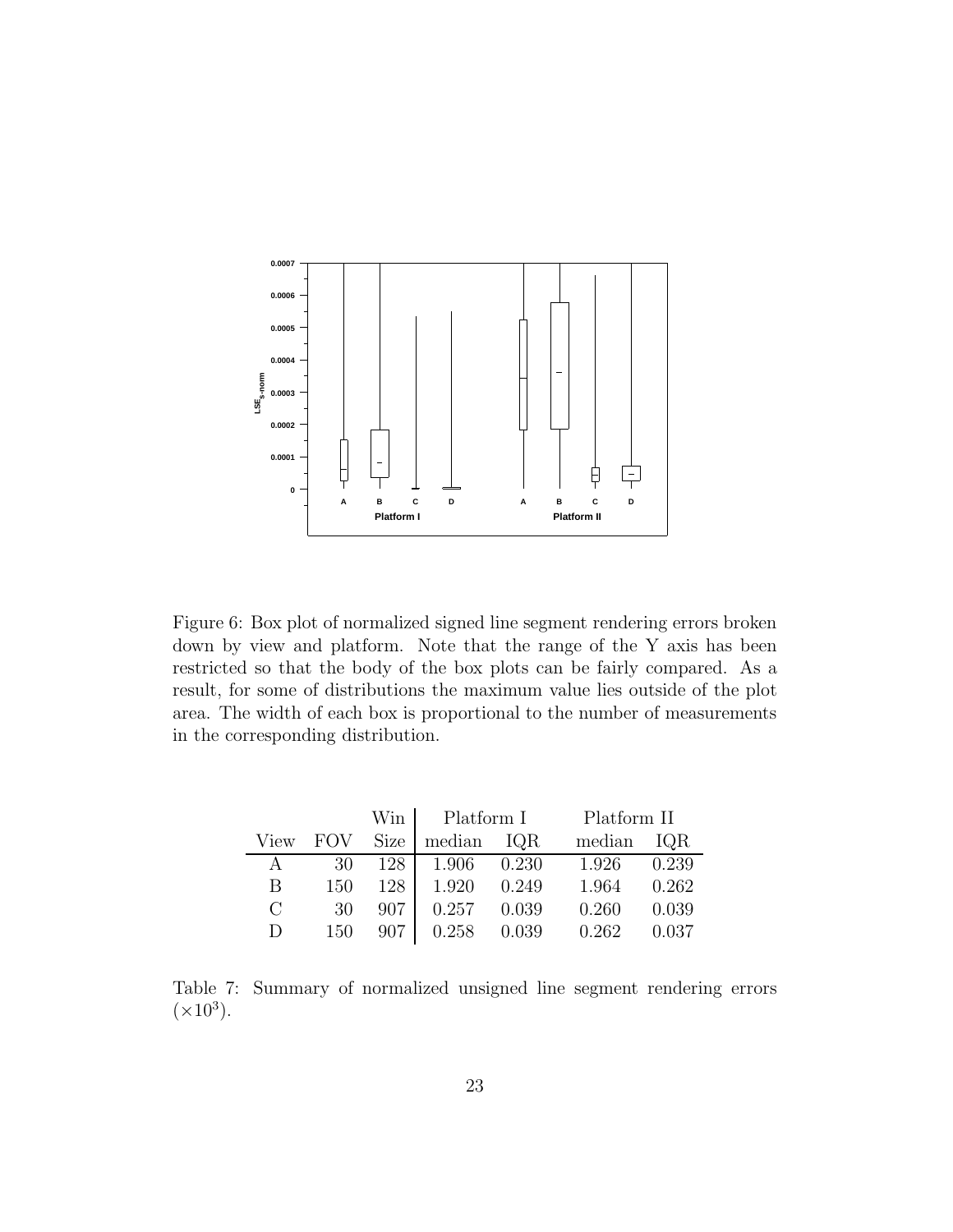Figure 6: Box plot of normalized signed line segment rendering errors broken down by view and platform. Note that the range of the Y axis has been restricted so that the body of the box plots can be fairly compared. As a result, for some of distributions the maximum value lies outside of the plot area. The width of each box is proportional to the number of measurements in the corresponding distribution.

| | | Win | Platform I | | Platform II | |
|---|---|---|---|---|---|---|
| View | FOV | Size | median | IQR | median | IQR |
| A | 30 | 128 | 1.906 | 0.230 | 1.926 | 0.239 |
| B | 150 | 128 | 1.920 | 0.249 | 1.964 | 0.262 |
| C | 30 | 907 | 0.257 | 0.039 | 0.260 | 0.039 |
| D | 150 | 907 | 0.258 | 0.039 | 0.262 | 0.037 |

Table 7: Summary of normalized unsigned line segment rendering errors ($\times 10^3$).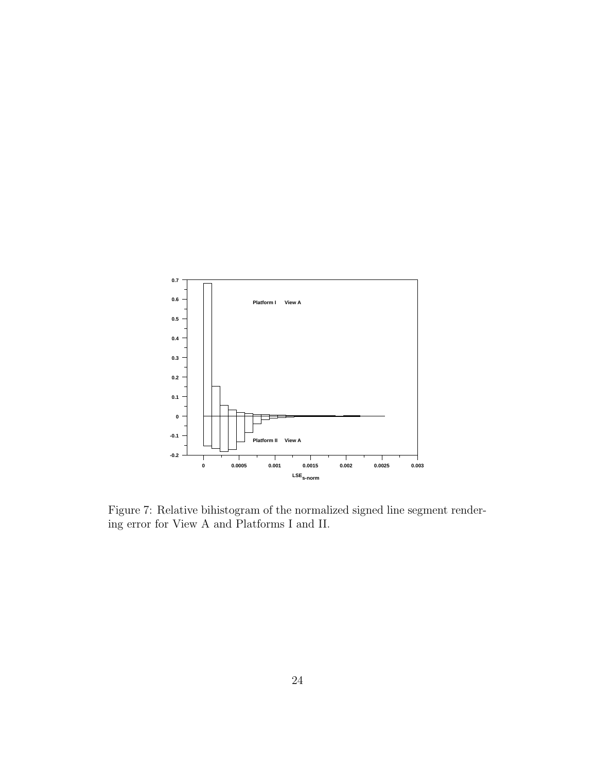Figure 7: Relative bihistogram of the normalized signed line segment rendering error for View A and Platforms I and II.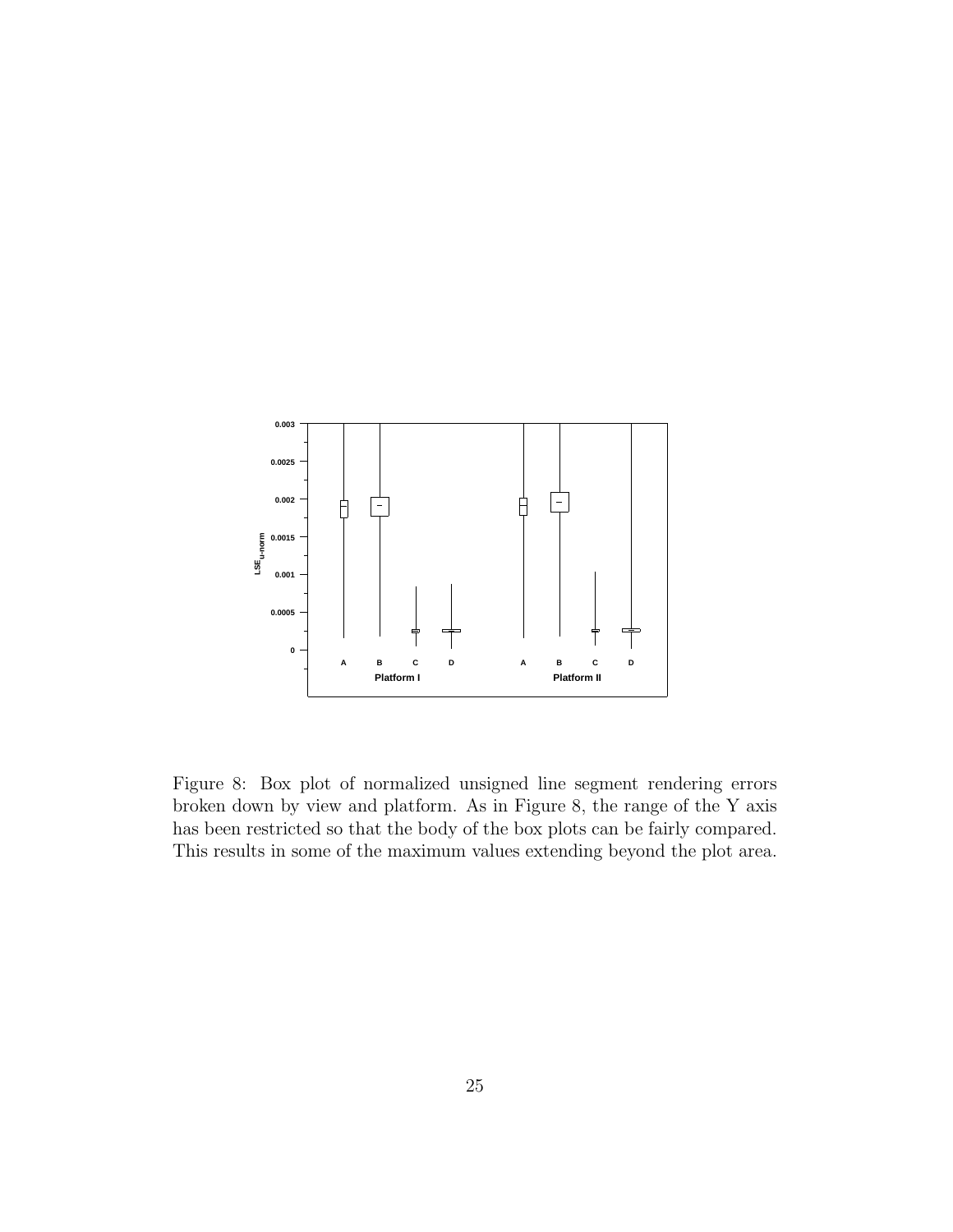Figure 8: Box plot of normalized unsigned line segment rendering errors broken down by view and platform. As in Figure 8, the range of the Y axis has been restricted so that the body of the box plots can be fairly compared. This results in some of the maximum values extending beyond the plot area.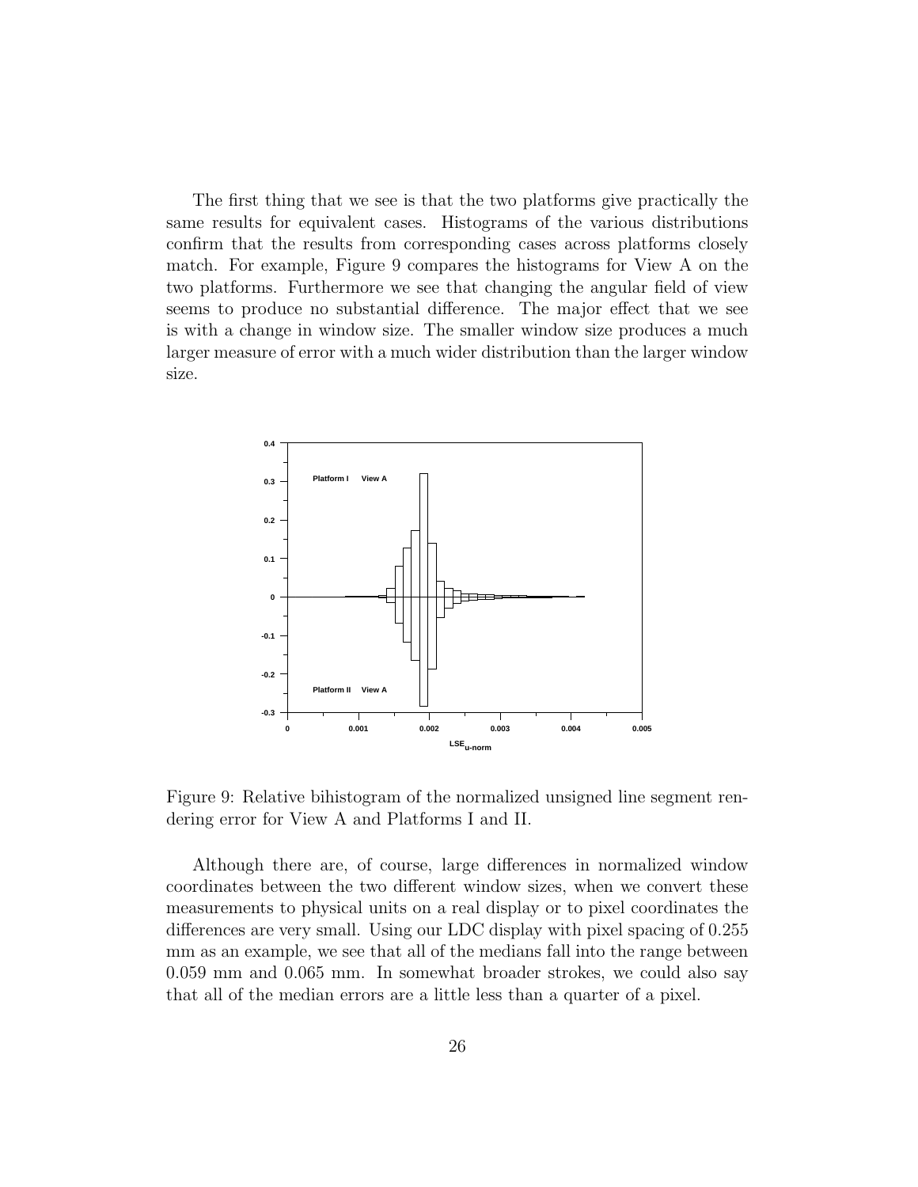The first thing that we see is that the two platforms give practically the same results for equivalent cases. Histograms of the various distributions confirm that the results from corresponding cases across platforms closely match. For example, Figure 9 compares the histograms for View A on the two platforms. Furthermore we see that changing the angular field of view seems to produce no substantial difference. The major effect that we see is with a change in window size. The smaller window size produces a much larger measure of error with a much wider distribution than the larger window size.

Figure 9: Relative bihistogram of the normalized unsigned line segment rendering error for View A and Platforms I and II.

Although there are, of course, large differences in normalized window coordinates between the two different window sizes, when we convert these measurements to physical units on a real display or to pixel coordinates the differences are very small. Using our LDC display with pixel spacing of 0.255 mm as an example, we see that all of the medians fall into the range between 0.059 mm and 0.065 mm. In somewhat broader strokes, we could also say that all of the median errors are a little less than a quarter of a pixel.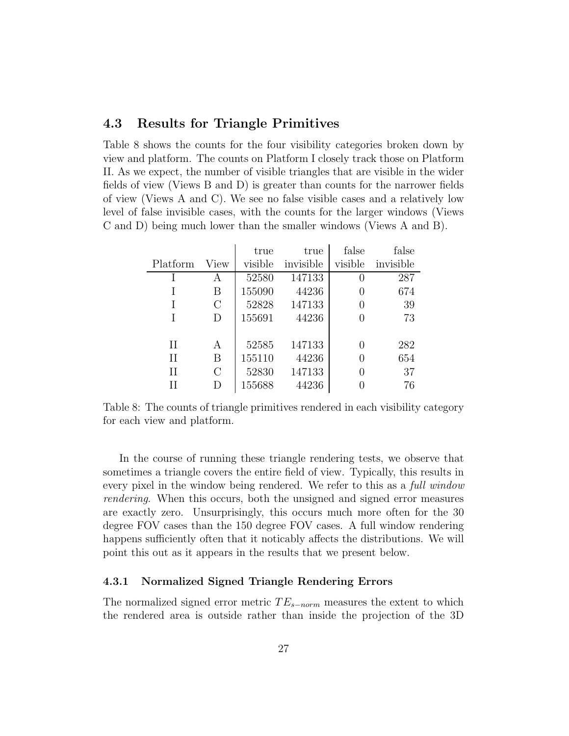### 4.3 Results for Triangle Primitives

Table 8 shows the counts for the four visibility categories broken down by view and platform. The counts on Platform I closely track those on Platform II. As we expect, the number of visible triangles that are visible in the wider fields of view (Views B and D) is greater than counts for the narrower fields of view (Views A and C). We see no false visible cases and a relatively low level of false invisible cases, with the counts for the larger windows (Views C and D) being much lower than the smaller windows (Views A and B).

| Platform | View | true visible | true invisible | false visible | false invisible |
|---|---|---|---|---|---|
| I | A | 52580 | 147133 | 0 | 287 |
| I | B | 155090 | 44236 | 0 | 674 |
| I | C | 52828 | 147133 | 0 | 39 |
| I | D | 155691 | 44236 | 0 | 73 |
| II | A | 52585 | 147133 | 0 | 282 |
| II | B | 155110 | 44236 | 0 | 654 |
| II | C | 52830 | 147133 | 0 | 37 |
| II | D | 155688 | 44236 | 0 | 76 |

Table 8: The counts of triangle primitives rendered in each visibility category for each view and platform.

In the course of running these triangle rendering tests, we observe that sometimes a triangle covers the entire field of view. Typically, this results in every pixel in the window being rendered. We refer to this as a *full window rendering*. When this occurs, both the unsigned and signed error measures are exactly zero. Unsurprisingly, this occurs much more often for the 30 degree FOV cases than the 150 degree FOV cases. A full window rendering happens sufficiently often that it noticably affects the distributions. We will point this out as it appears in the results that we present below.

#### 4.3.1 Normalized Signed Triangle Rendering Errors

The normalized signed error metric $TE_{s-norm}$ measures the extent to which the rendered area is outside rather than inside the projection of the 3D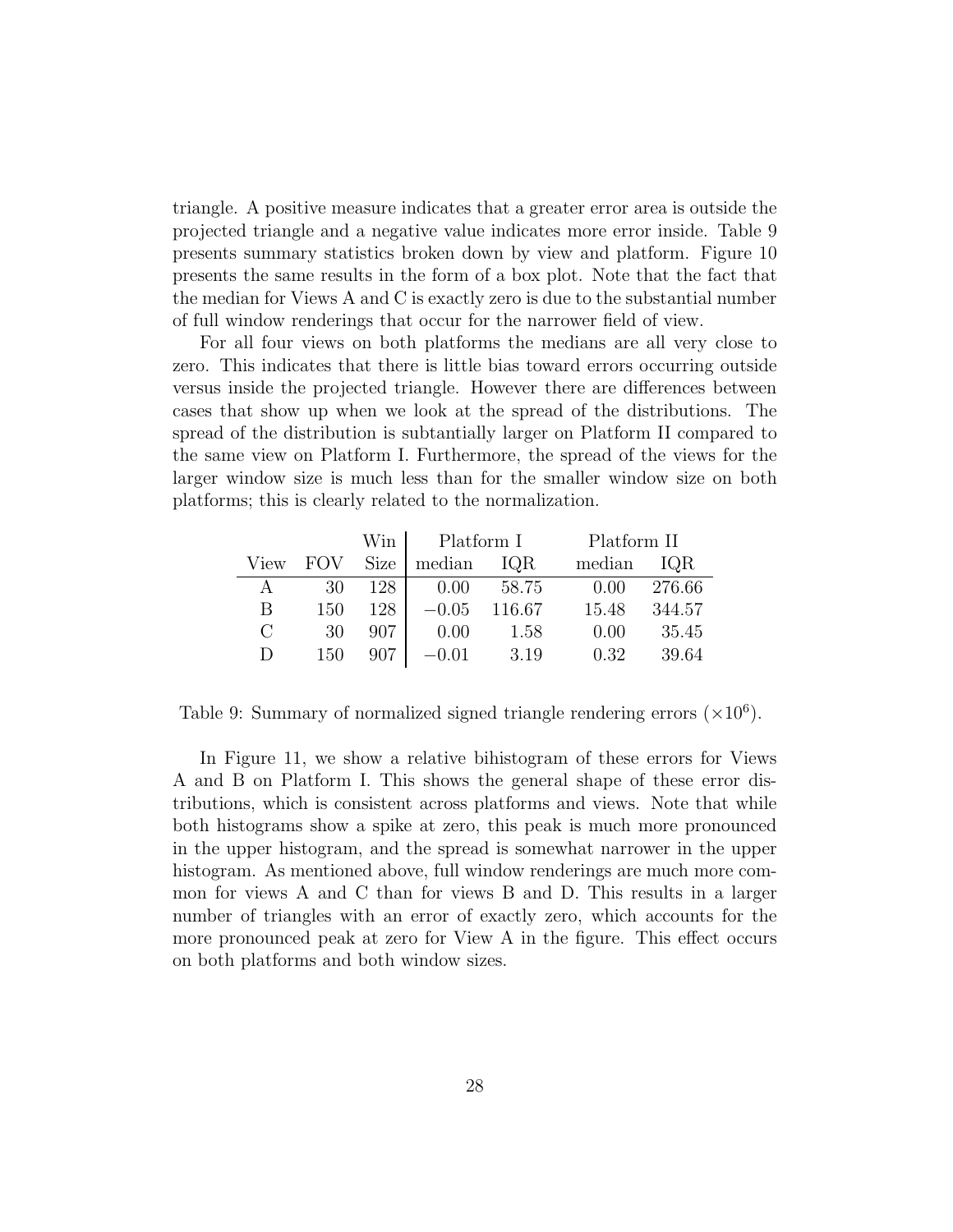triangle. A positive measure indicates that a greater error area is outside the projected triangle and a negative value indicates more error inside. Table 9 presents summary statistics broken down by view and platform. Figure 10 presents the same results in the form of a box plot. Note that the fact that the median for Views A and C is exactly zero is due to the substantial number of full window renderings that occur for the narrower field of view.

For all four views on both platforms the medians are all very close to zero. This indicates that there is little bias toward errors occurring outside versus inside the projected triangle. However there are differences between cases that show up when we look at the spread of the distributions. The spread of the distribution is subtantially larger on Platform II compared to the same view on Platform I. Furthermore, the spread of the views for the larger window size is much less than for the smaller window size on both platforms; this is clearly related to the normalization.

| View | FOV | Win Size | Platform I median | Platform I IQR | Platform II median | Platform II IQR |
|---|---|---|---|---|---|---|
| A | 30 | 128 | 0.00 | 58.75 | 0.00 | 276.66 |
| B | 150 | 128 | −0.05 | 116.67 | 15.48 | 344.57 |
| C | 30 | 907 | 0.00 | 1.58 | 0.00 | 35.45 |
| D | 150 | 907 | −0.01 | 3.19 | 0.32 | 39.64 |

Table 9: Summary of normalized signed triangle rendering errors ($\times 10^6$).

In Figure 11, we show a relative bihistogram of these errors for Views A and B on Platform I. This shows the general shape of these error distributions, which is consistent across platforms and views. Note that while both histograms show a spike at zero, this peak is much more pronounced in the upper histogram, and the spread is somewhat narrower in the upper histogram. As mentioned above, full window renderings are much more common for views A and C than for views B and D. This results in a larger number of triangles with an error of exactly zero, which accounts for the more pronounced peak at zero for View A in the figure. This effect occurs on both platforms and both window sizes.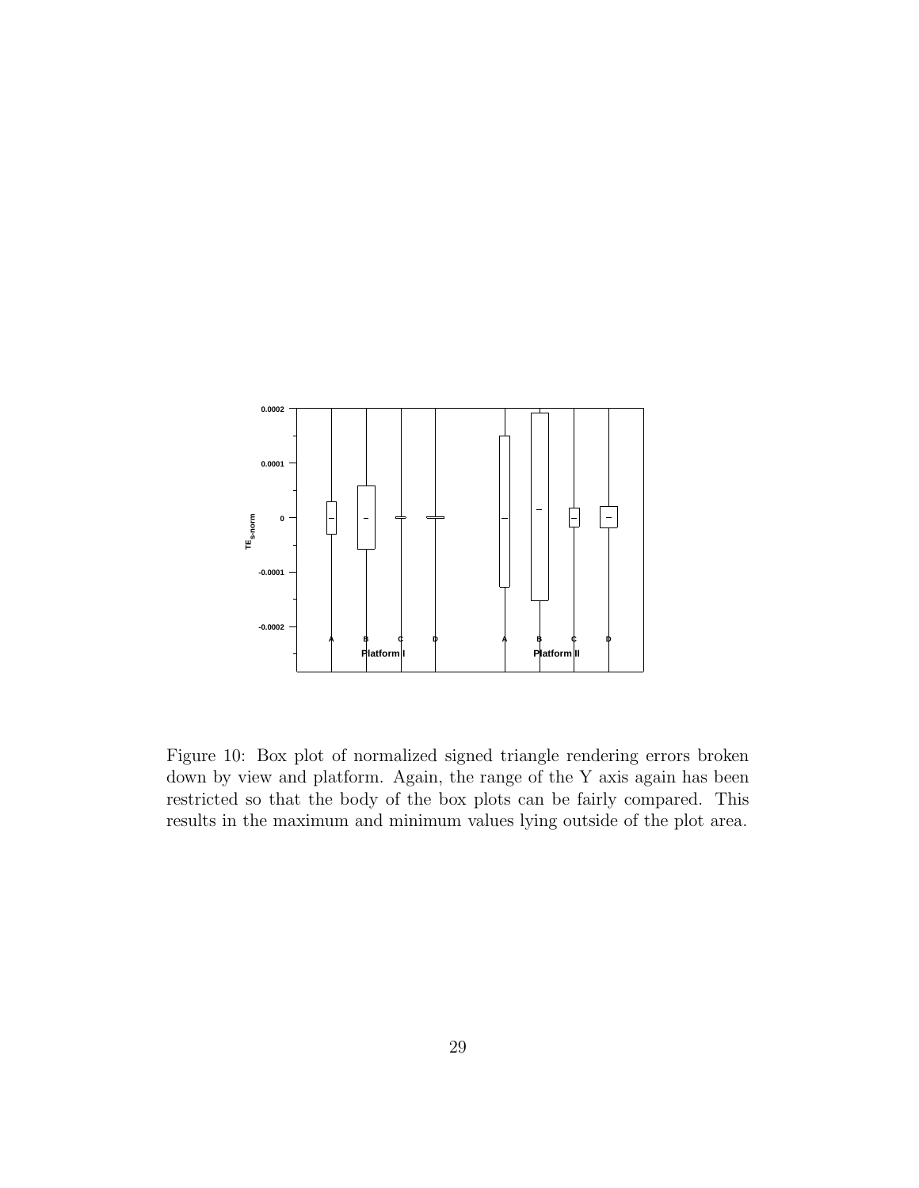Figure 10: Box plot of normalized signed triangle rendering errors broken down by view and platform. Again, the range of the Y axis again has been restricted so that the body of the box plots can be fairly compared. This results in the maximum and minimum values lying outside of the plot area.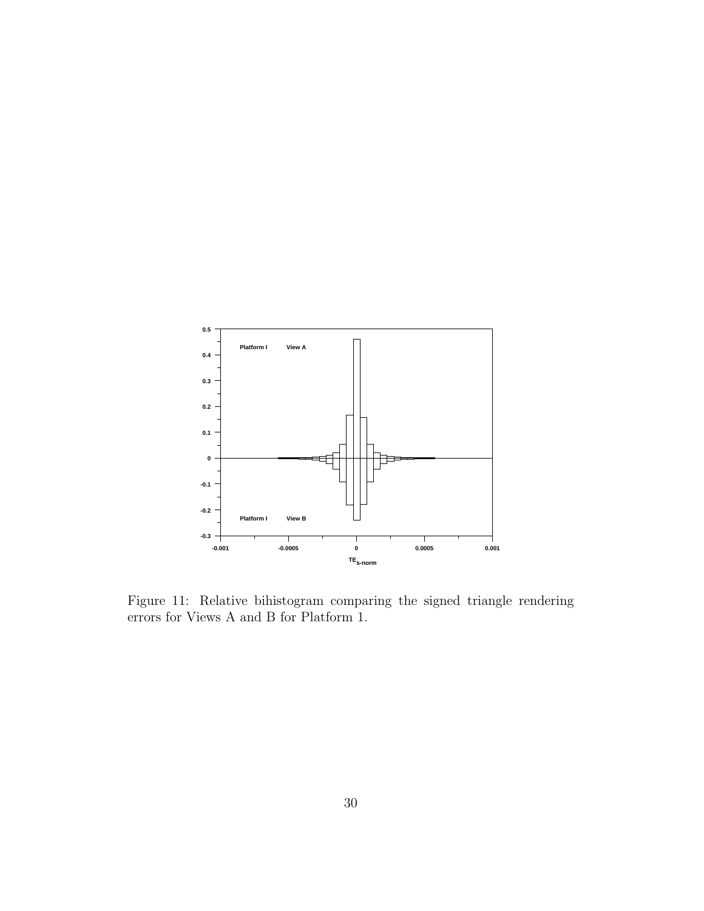Figure 11: Relative bihistogram comparing the signed triangle rendering errors for Views A and B for Platform 1.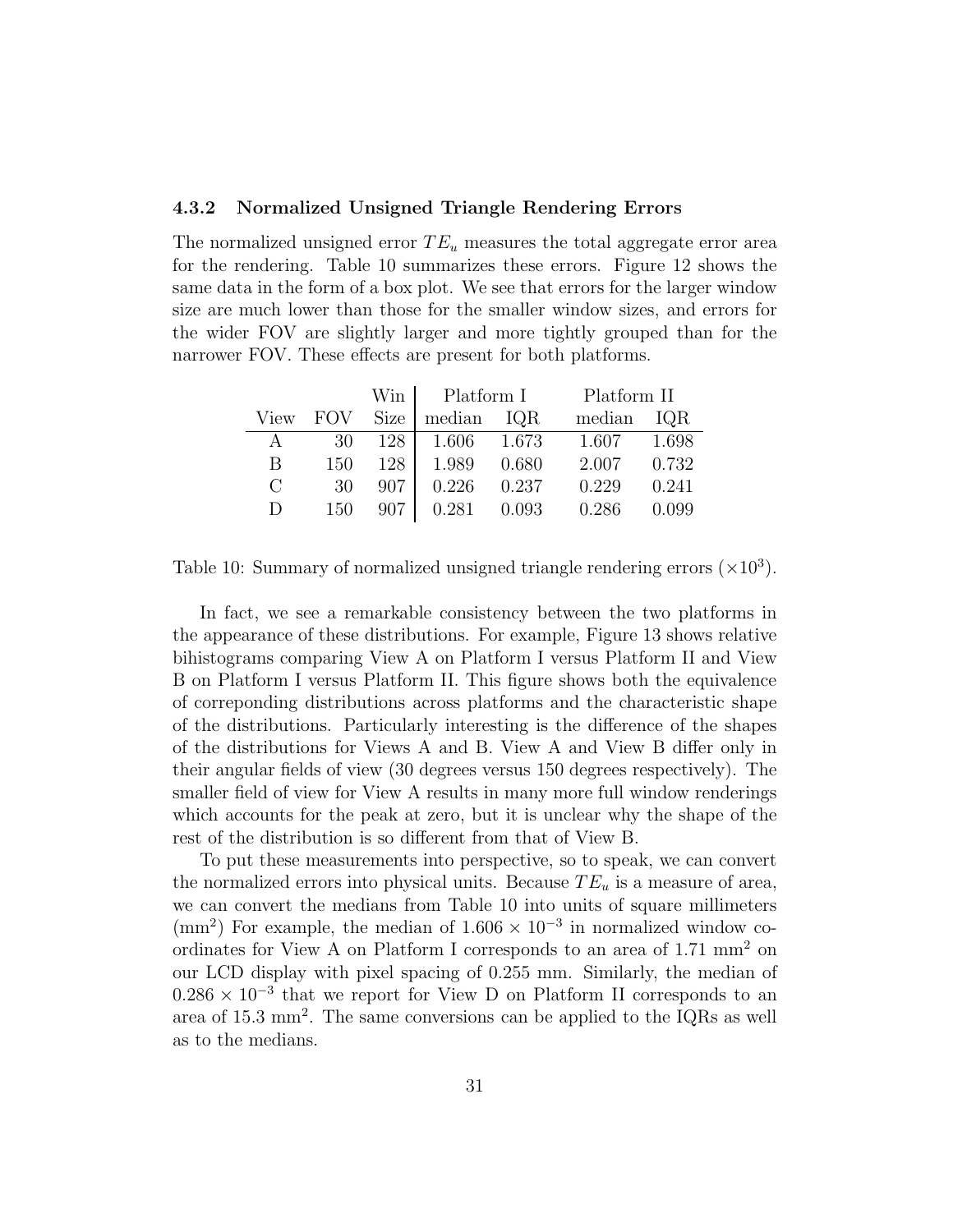### 4.3.2 Normalized Unsigned Triangle Rendering Errors

The normalized unsigned error $TE_u$ measures the total aggregate error area for the rendering. Table 10 summarizes these errors. Figure 12 shows the same data in the form of a box plot. We see that errors for the larger window size are much lower than those for the smaller window sizes, and errors for the wider FOV are slightly larger and more tightly grouped than for the narrower FOV. These effects are present for both platforms.

| | | Win | Platform I | | Platform II | |
|---|---|---|---|---|---|---|
| View | FOV | Size | median | IQR | median | IQR |
| A | 30 | 128 | 1.606 | 1.673 | 1.607 | 1.698 |
| B | 150 | 128 | 1.989 | 0.680 | 2.007 | 0.732 |
| C | 30 | 907 | 0.226 | 0.237 | 0.229 | 0.241 |
| D | 150 | 907 | 0.281 | 0.093 | 0.286 | 0.099 |

Table 10: Summary of normalized unsigned triangle rendering errors ($\times 10^3$).

In fact, we see a remarkable consistency between the two platforms in the appearance of these distributions. For example, Figure 13 shows relative bihistograms comparing View A on Platform I versus Platform II and View B on Platform I versus Platform II. This figure shows both the equivalence of correponding distributions across platforms and the characteristic shape of the distributions. Particularly interesting is the difference of the shapes of the distributions for Views A and B. View A and View B differ only in their angular fields of view (30 degrees versus 150 degrees respectively). The smaller field of view for View A results in many more full window renderings which accounts for the peak at zero, but it is unclear why the shape of the rest of the distribution is so different from that of View B.

To put these measurements into perspective, so to speak, we can convert the normalized errors into physical units. Because $TE_u$ is a measure of area, we can convert the medians from Table 10 into units of square millimeters ($\text{mm}^2$) For example, the median of $1.606 \times 10^{-3}$ in normalized window coordinates for View A on Platform I corresponds to an area of 1.71 $\text{mm}^2$ on our LCD display with pixel spacing of 0.255 mm. Similarly, the median of $0.286 \times 10^{-3}$ that we report for View D on Platform II corresponds to an area of 15.3 $\text{mm}^2$. The same conversions can be applied to the IQRs as well as to the medians.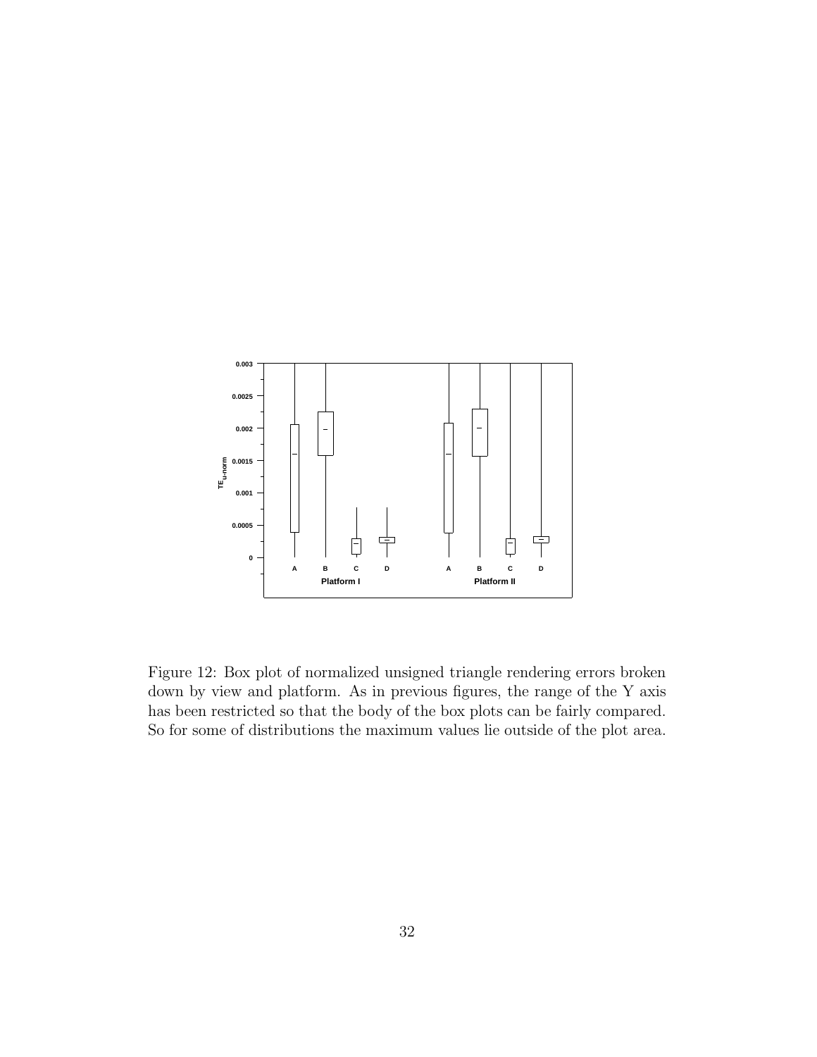Figure 12: Box plot of normalized unsigned triangle rendering errors broken down by view and platform. As in previous figures, the range of the Y axis has been restricted so that the body of the box plots can be fairly compared. So for some of distributions the maximum values lie outside of the plot area.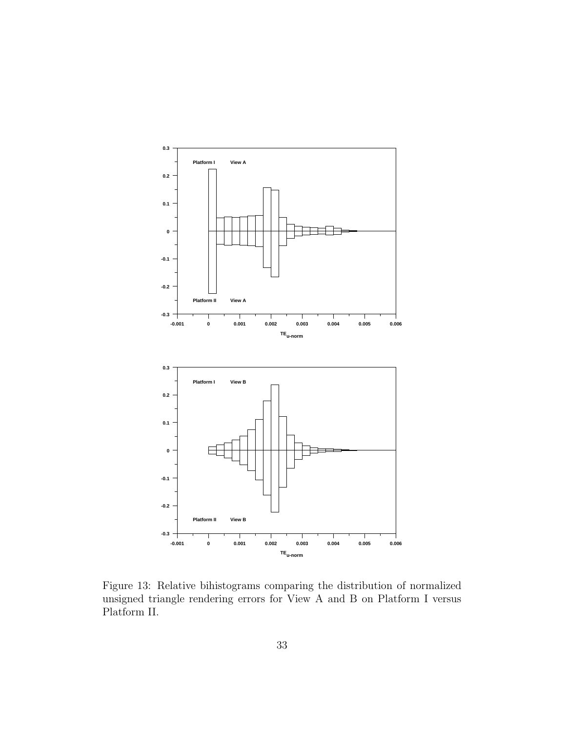Figure 13: Relative bihistograms comparing the distribution of normalized unsigned triangle rendering errors for View A and B on Platform I versus Platform II.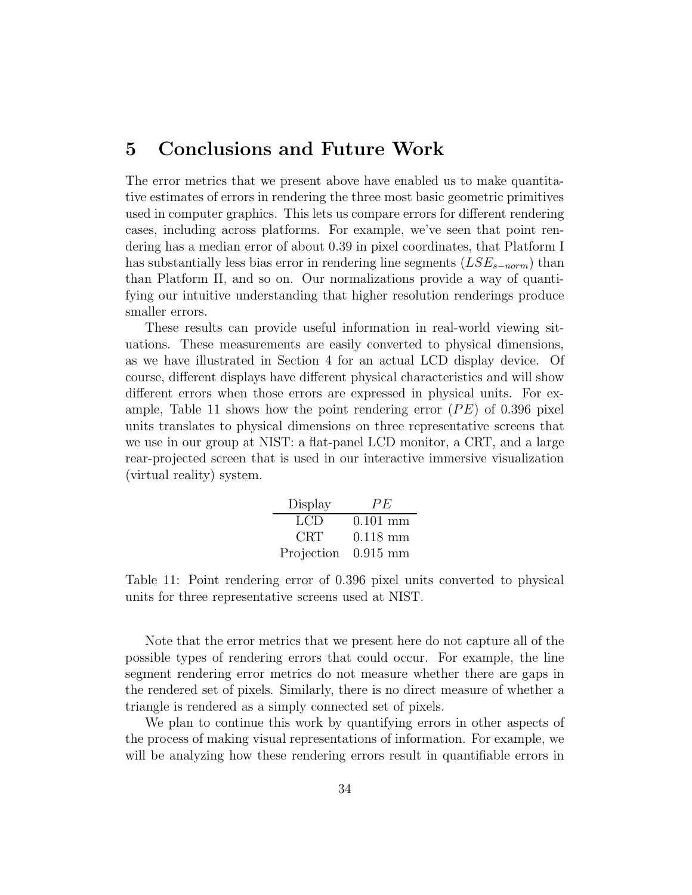## 5 Conclusions and Future Work

The error metrics that we present above have enabled us to make quantitative estimates of errors in rendering the three most basic geometric primitives used in computer graphics. This lets us compare errors for different rendering cases, including across platforms. For example, we've seen that point rendering has a median error of about 0.39 in pixel coordinates, that Platform I has substantially less bias error in rendering line segments ($LSE_{s-norm}$) than than Platform II, and so on. Our normalizations provide a way of quantifying our intuitive understanding that higher resolution renderings produce smaller errors.

These results can provide useful information in real-world viewing situations. These measurements are easily converted to physical dimensions, as we have illustrated in Section 4 for an actual LCD display device. Of course, different displays have different physical characteristics and will show different errors when those errors are expressed in physical units. For example, Table 11 shows how the point rendering error ($PE$) of 0.396 pixel units translates to physical dimensions on three representative screens that we use in our group at NIST: a flat-panel LCD monitor, a CRT, and a large rear-projected screen that is used in our interactive immersive visualization (virtual reality) system.

| Display | $PE$ |
|---|---|
| LCD | 0.101 mm |
| CRT | 0.118 mm |
| Projection | 0.915 mm |

Table 11: Point rendering error of 0.396 pixel units converted to physical units for three representative screens used at NIST.

Note that the error metrics that we present here do not capture all of the possible types of rendering errors that could occur. For example, the line segment rendering error metrics do not measure whether there are gaps in the rendered set of pixels. Similarly, there is no direct measure of whether a triangle is rendered as a simply connected set of pixels.

We plan to continue this work by quantifying errors in other aspects of the process of making visual representations of information. For example, we will be analyzing how these rendering errors result in quantifiable errors in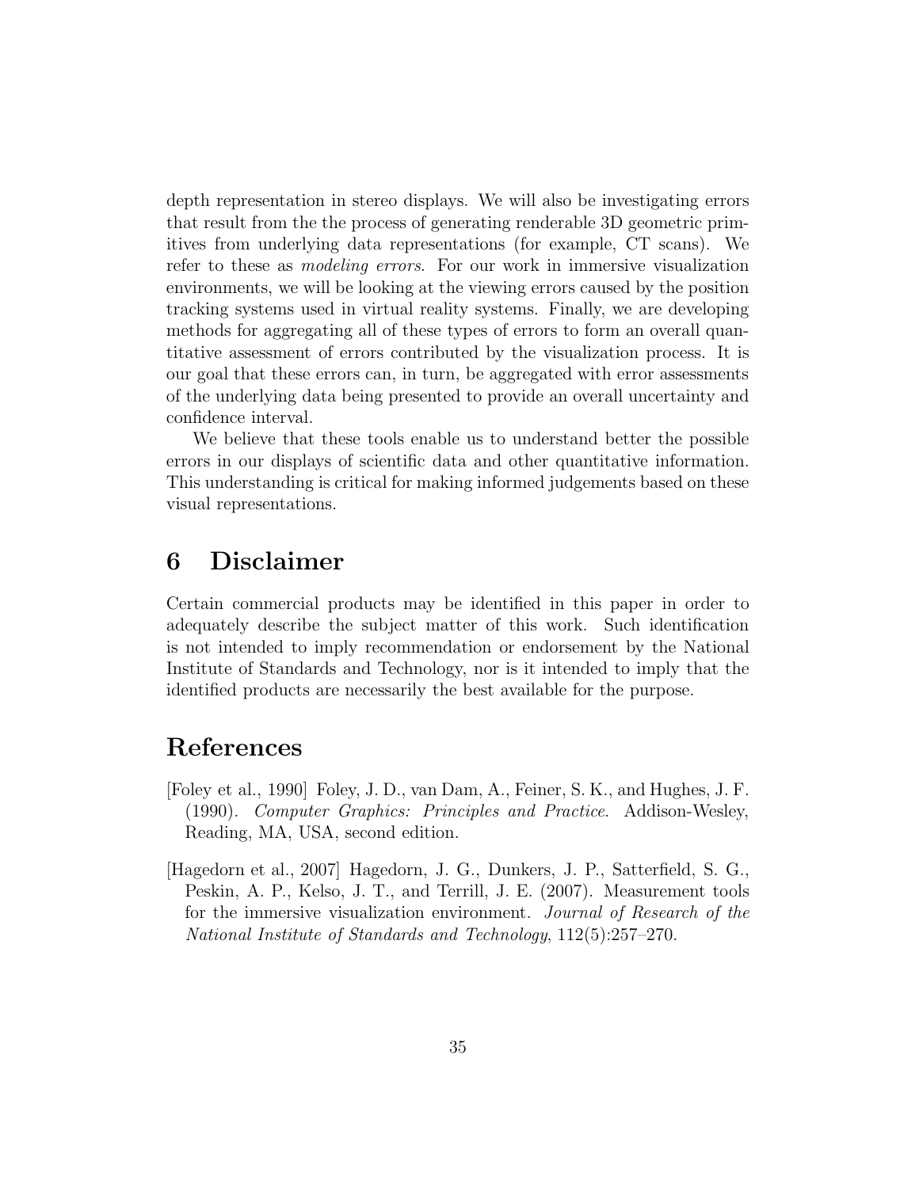depth representation in stereo displays. We will also be investigating errors that result from the the process of generating renderable 3D geometric primitives from underlying data representations (for example, CT scans). We refer to these as *modeling errors*. For our work in immersive visualization environments, we will be looking at the viewing errors caused by the position tracking systems used in virtual reality systems. Finally, we are developing methods for aggregating all of these types of errors to form an overall quantitative assessment of errors contributed by the visualization process. It is our goal that these errors can, in turn, be aggregated with error assessments of the underlying data being presented to provide an overall uncertainty and confidence interval.

We believe that these tools enable us to understand better the possible errors in our displays of scientific data and other quantitative information. This understanding is critical for making informed judgements based on these visual representations.

# 6 Disclaimer

Certain commercial products may be identified in this paper in order to adequately describe the subject matter of this work. Such identification is not intended to imply recommendation or endorsement by the National Institute of Standards and Technology, nor is it intended to imply that the identified products are necessarily the best available for the purpose.

# References

[Foley et al., 1990] Foley, J. D., van Dam, A., Feiner, S. K., and Hughes, J. F. (1990). *Computer Graphics: Principles and Practice*. Addison-Wesley, Reading, MA, USA, second edition.

[Hagedorn et al., 2007] Hagedorn, J. G., Dunkers, J. P., Satterfield, S. G., Peskin, A. P., Kelso, J. T., and Terrill, J. E. (2007). Measurement tools for the immersive visualization environment. *Journal of Research of the National Institute of Standards and Technology*, 112(5):257–270.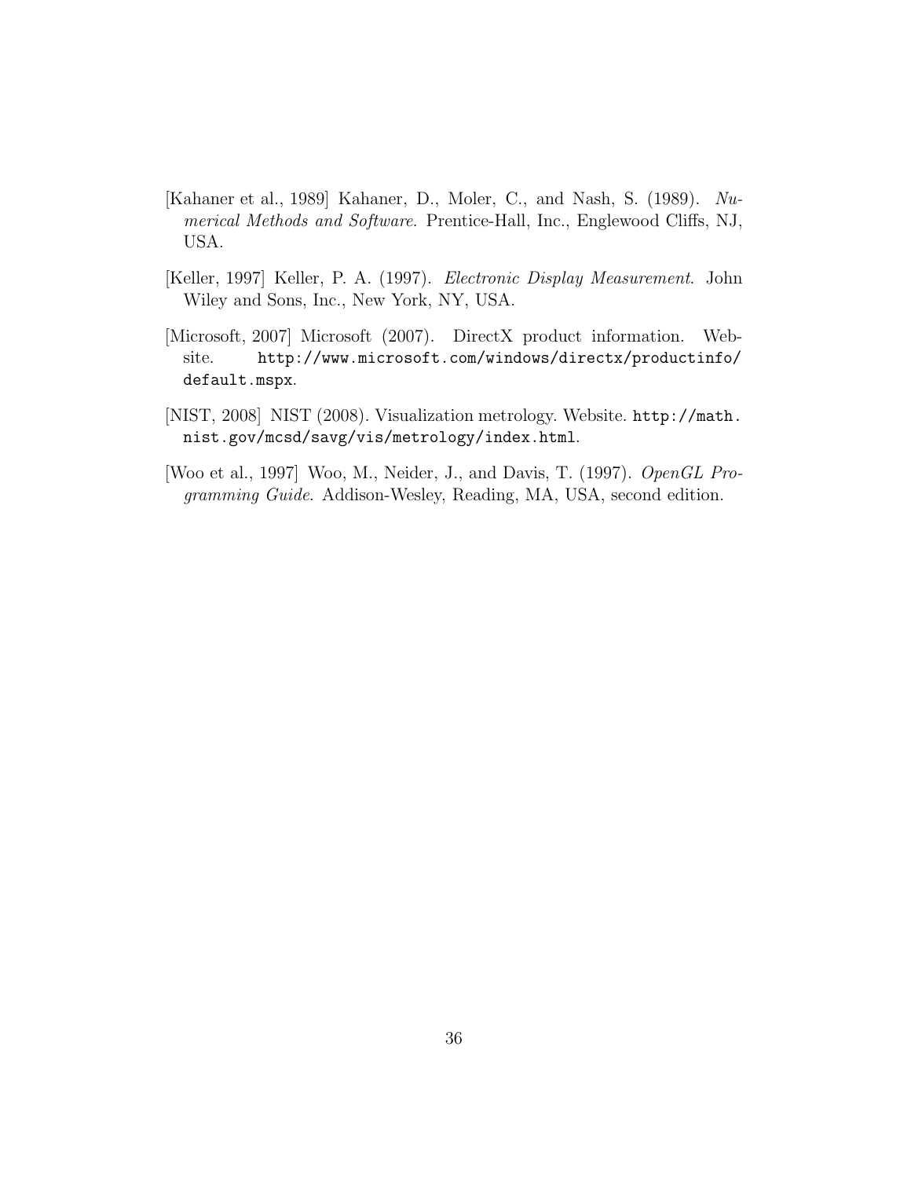[Kahaner et al., 1989] Kahaner, D., Moler, C., and Nash, S. (1989). *Numerical Methods and Software*. Prentice-Hall, Inc., Englewood Cliffs, NJ, USA.

[Keller, 1997] Keller, P. A. (1997). *Electronic Display Measurement*. John Wiley and Sons, Inc., New York, NY, USA.

[Microsoft, 2007] Microsoft (2007). DirectX product information. Website. `http://www.microsoft.com/windows/directx/productinfo/default.mspx`.

[NIST, 2008] NIST (2008). Visualization metrology. Website. `http://math.nist.gov/mcsd/savg/vis/metrology/index.html`.

[Woo et al., 1997] Woo, M., Neider, J., and Davis, T. (1997). *OpenGL Programming Guide*. Addison-Wesley, Reading, MA, USA, second edition.